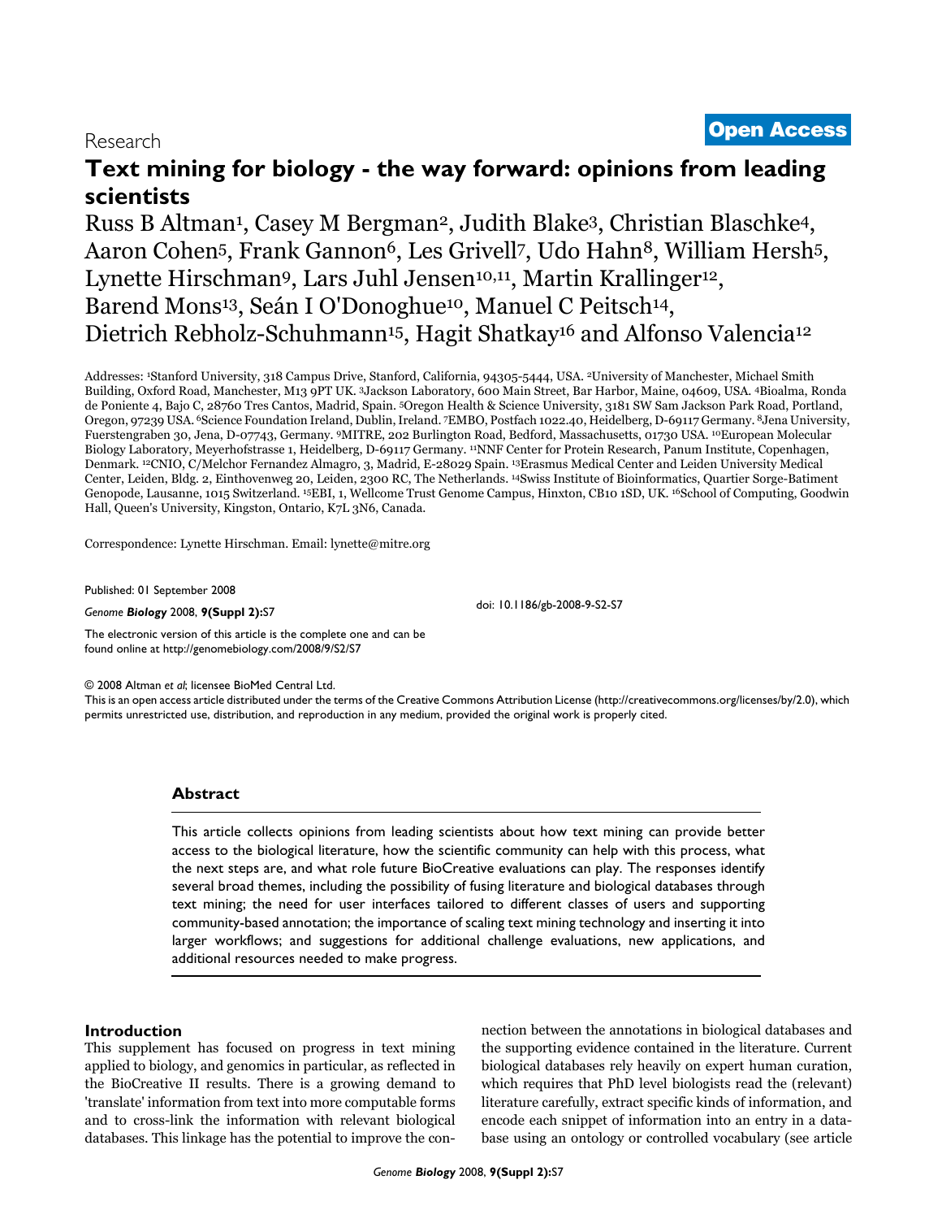Research

**Open Access**

# Text mining for biology - the way forward: opinions from leading scientists

Russ B Altman[1], Casey M Bergman[2], Judith Blake[3], Christian Blaschke[4], Aaron Cohen[5], Frank Gannon[6], Les Grivell[7], Udo Hahn[8], William Hersh[5], Lynette Hirschman[9], Lars Juhl Jensen[10,11], Martin Krallinger[12], Barend Mons[13], Seán I O'Donoghue[10], Manuel C Peitsch[14], Dietrich Rebholz-Schuhmann[15], Hagit Shatkay[16] and Alfonso Valencia[12]

Addresses: [1]Stanford University, 318 Campus Drive, Stanford, California, 94305-5444, USA. [2]University of Manchester, Michael Smith Building, Oxford Road, Manchester, M13 9PT UK. [3]Jackson Laboratory, 600 Main Street, Bar Harbor, Maine, 04609, USA. [4]Bioalma, Ronda de Poniente 4, Bajo C, 28760 Tres Cantos, Madrid, Spain. [5]Oregon Health & Science University, 3181 SW Sam Jackson Park Road, Portland, Oregon, 97239 USA. [6]Science Foundation Ireland, Dublin, Ireland. [7]EMBO, Postfach 1022.40, Heidelberg, D-69117 Germany. [8]Jena University, Fuerstengraben 30, Jena, D-07743, Germany. [9]MITRE, 202 Burlington Road, Bedford, Massachusetts, 01730 USA. [10]European Molecular Biology Laboratory, Meyerhofstrasse 1, Heidelberg, D-69117 Germany. [11]NNF Center for Protein Research, Panum Institute, Copenhagen, Denmark. [12]CNIO, C/Melchor Fernandez Almagro, 3, Madrid, E-28029 Spain. [13]Erasmus Medical Center and Leiden University Medical Center, Leiden, Bldg. 2, Einthovenweg 20, Leiden, 2300 RC, The Netherlands. [14]Swiss Institute of Bioinformatics, Quartier Sorge-Batiment Genopode, Lausanne, 1015 Switzerland. [15]EBI, 1, Wellcome Trust Genome Campus, Hinxton, CB10 1SD, UK. [16]School of Computing, Goodwin Hall, Queen's University, Kingston, Ontario, K7L 3N6, Canada.

Correspondence: Lynette Hirschman. Email: lynette@mitre.org

Published: 01 September 2008

*Genome Biology* 2008, **9(Suppl 2):**S7

doi: 10.1186/gb-2008-9-S2-S7

The electronic version of this article is the complete one and can be found online at http://genomebiology.com/2008/9/S2/S7

© 2008 Altman *et al*; licensee BioMed Central Ltd.
This is an open access article distributed under the terms of the Creative Commons Attribution License (http://creativecommons.org/licenses/by/2.0), which permits unrestricted use, distribution, and reproduction in any medium, provided the original work is properly cited.

## Abstract

This article collects opinions from leading scientists about how text mining can provide better access to the biological literature, how the scientific community can help with this process, what the next steps are, and what role future BioCreative evaluations can play. The responses identify several broad themes, including the possibility of fusing literature and biological databases through text mining; the need for user interfaces tailored to different classes of users and supporting community-based annotation; the importance of scaling text mining technology and inserting it into larger workflows; and suggestions for additional challenge evaluations, new applications, and additional resources needed to make progress.

## Introduction

This supplement has focused on progress in text mining applied to biology, and genomics in particular, as reflected in the BioCreative II results. There is a growing demand to 'translate' information from text into more computable forms and to cross-link the information with relevant biological databases. This linkage has the potential to improve the connection between the annotations in biological databases and the supporting evidence contained in the literature. Current biological databases rely heavily on expert human curation, which requires that PhD level biologists read the (relevant) literature carefully, extract specific kinds of information, and encode each snippet of information into an entry in a database using an ontology or controlled vocabulary (see article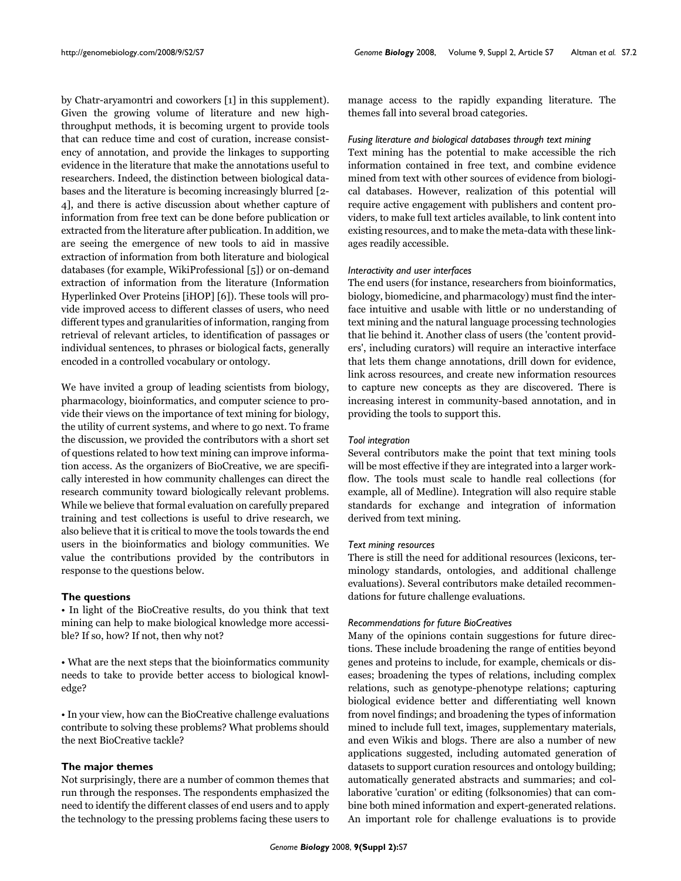by Chatr-aryamontri and coworkers [1] in this supplement). Given the growing volume of literature and new high-throughput methods, it is becoming urgent to provide tools that can reduce time and cost of curation, increase consistency of annotation, and provide the linkages to supporting evidence in the literature that make the annotations useful to researchers. Indeed, the distinction between biological databases and the literature is becoming increasingly blurred [2-4], and there is active discussion about whether capture of information from free text can be done before publication or extracted from the literature after publication. In addition, we are seeing the emergence of new tools to aid in massive extraction of information from both literature and biological databases (for example, WikiProfessional [5]) or on-demand extraction of information from the literature (Information Hyperlinked Over Proteins [iHOP] [6]). These tools will provide improved access to different classes of users, who need different types and granularities of information, ranging from retrieval of relevant articles, to identification of passages or individual sentences, to phrases or biological facts, generally encoded in a controlled vocabulary or ontology.

We have invited a group of leading scientists from biology, pharmacology, bioinformatics, and computer science to provide their views on the importance of text mining for biology, the utility of current systems, and where to go next. To frame the discussion, we provided the contributors with a short set of questions related to how text mining can improve information access. As the organizers of BioCreative, we are specifically interested in how community challenges can direct the research community toward biologically relevant problems. While we believe that formal evaluation on carefully prepared training and test collections is useful to drive research, we also believe that it is critical to move the tools towards the end users in the bioinformatics and biology communities. We value the contributions provided by the contributors in response to the questions below.

## The questions

- In light of the BioCreative results, do you think that text mining can help to make biological knowledge more accessible? If so, how? If not, then why not?

- What are the next steps that the bioinformatics community needs to take to provide better access to biological knowledge?

- In your view, how can the BioCreative challenge evaluations contribute to solving these problems? What problems should the next BioCreative tackle?

## The major themes

Not surprisingly, there are a number of common themes that run through the responses. The respondents emphasized the need to identify the different classes of end users and to apply the technology to the pressing problems facing these users to manage access to the rapidly expanding literature. The themes fall into several broad categories.

### *Fusing literature and biological databases through text mining*

Text mining has the potential to make accessible the rich information contained in free text, and combine evidence mined from text with other sources of evidence from biological databases. However, realization of this potential will require active engagement with publishers and content providers, to make full text articles available, to link content into existing resources, and to make the meta-data with these linkages readily accessible.

### *Interactivity and user interfaces*

The end users (for instance, researchers from bioinformatics, biology, biomedicine, and pharmacology) must find the interface intuitive and usable with little or no understanding of text mining and the natural language processing technologies that lie behind it. Another class of users (the 'content providers', including curators) will require an interactive interface that lets them change annotations, drill down for evidence, link across resources, and create new information resources to capture new concepts as they are discovered. There is increasing interest in community-based annotation, and in providing the tools to support this.

### *Tool integration*

Several contributors make the point that text mining tools will be most effective if they are integrated into a larger workflow. The tools must scale to handle real collections (for example, all of Medline). Integration will also require stable standards for exchange and integration of information derived from text mining.

### *Text mining resources*

There is still the need for additional resources (lexicons, terminology standards, ontologies, and additional challenge evaluations). Several contributors make detailed recommendations for future challenge evaluations.

### *Recommendations for future BioCreatives*

Many of the opinions contain suggestions for future directions. These include broadening the range of entities beyond genes and proteins to include, for example, chemicals or diseases; broadening the types of relations, including complex relations, such as genotype-phenotype relations; capturing biological evidence better and differentiating well known from novel findings; and broadening the types of information mined to include full text, images, supplementary materials, and even Wikis and blogs. There are also a number of new applications suggested, including automated generation of datasets to support curation resources and ontology building; automatically generated abstracts and summaries; and collaborative 'curation' or editing (folksonomies) that can combine both mined information and expert-generated relations. An important role for challenge evaluations is to provide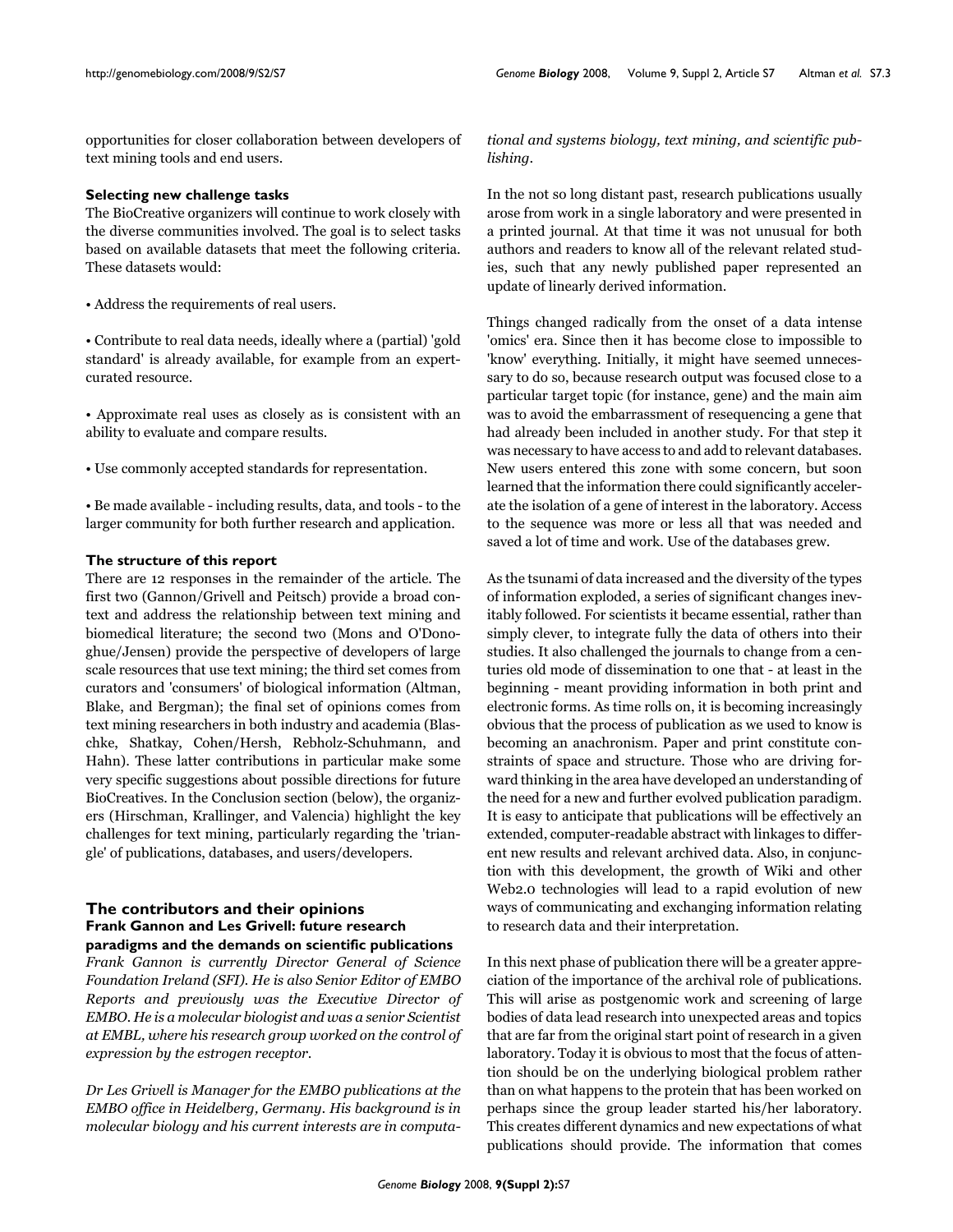opportunities for closer collaboration between developers of text mining tools and end users.

### Selecting new challenge tasks

The BioCreative organizers will continue to work closely with the diverse communities involved. The goal is to select tasks based on available datasets that meet the following criteria. These datasets would:

• Address the requirements of real users.

• Contribute to real data needs, ideally where a (partial) 'gold standard' is already available, for example from an expert-curated resource.

• Approximate real uses as closely as is consistent with an ability to evaluate and compare results.

• Use commonly accepted standards for representation.

• Be made available - including results, data, and tools - to the larger community for both further research and application.

### The structure of this report

There are 12 responses in the remainder of the article. The first two (Gannon/Grivell and Peitsch) provide a broad context and address the relationship between text mining and biomedical literature; the second two (Mons and O'Donoghue/Jensen) provide the perspective of developers of large scale resources that use text mining; the third set comes from curators and 'consumers' of biological information (Altman, Blake, and Bergman); the final set of opinions comes from text mining researchers in both industry and academia (Blaschke, Shatkay, Cohen/Hersh, Rebholz-Schuhmann, and Hahn). These latter contributions in particular make some very specific suggestions about possible directions for future BioCreatives. In the Conclusion section (below), the organizers (Hirschman, Krallinger, and Valencia) highlight the key challenges for text mining, particularly regarding the 'triangle' of publications, databases, and users/developers.

## The contributors and their opinions

### Frank Gannon and Les Grivell: future research paradigms and the demands on scientific publications

*Frank Gannon is currently Director General of Science Foundation Ireland (SFI). He is also Senior Editor of EMBO Reports and previously was the Executive Director of EMBO. He is a molecular biologist and was a senior Scientist at EMBL, where his research group worked on the control of expression by the estrogen receptor.*

*Dr Les Grivell is Manager for the EMBO publications at the EMBO office in Heidelberg, Germany. His background is in molecular biology and his current interests are in computational and systems biology, text mining, and scientific publishing.*

In the not so long distant past, research publications usually arose from work in a single laboratory and were presented in a printed journal. At that time it was not unusual for both authors and readers to know all of the relevant related studies, such that any newly published paper represented an update of linearly derived information.

Things changed radically from the onset of a data intense 'omics' era. Since then it has become close to impossible to 'know' everything. Initially, it might have seemed unnecessary to do so, because research output was focused close to a particular target topic (for instance, gene) and the main aim was to avoid the embarrassment of resequencing a gene that had already been included in another study. For that step it was necessary to have access to and add to relevant databases. New users entered this zone with some concern, but soon learned that the information there could significantly accelerate the isolation of a gene of interest in the laboratory. Access to the sequence was more or less all that was needed and saved a lot of time and work. Use of the databases grew.

As the tsunami of data increased and the diversity of the types of information exploded, a series of significant changes inevitably followed. For scientists it became essential, rather than simply clever, to integrate fully the data of others into their studies. It also challenged the journals to change from a centuries old mode of dissemination to one that - at least in the beginning - meant providing information in both print and electronic forms. As time rolls on, it is becoming increasingly obvious that the process of publication as we used to know is becoming an anachronism. Paper and print constitute constraints of space and structure. Those who are driving forward thinking in the area have developed an understanding of the need for a new and further evolved publication paradigm. It is easy to anticipate that publications will be effectively an extended, computer-readable abstract with linkages to different new results and relevant archived data. Also, in conjunction with this development, the growth of Wiki and other Web2.0 technologies will lead to a rapid evolution of new ways of communicating and exchanging information relating to research data and their interpretation.

In this next phase of publication there will be a greater appreciation of the importance of the archival role of publications. This will arise as postgenomic work and screening of large bodies of data lead research into unexpected areas and topics that are far from the original start point of research in a given laboratory. Today it is obvious to most that the focus of attention should be on the underlying biological problem rather than on what happens to the protein that has been worked on perhaps since the group leader started his/her laboratory. This creates different dynamics and new expectations of what publications should provide. The information that comes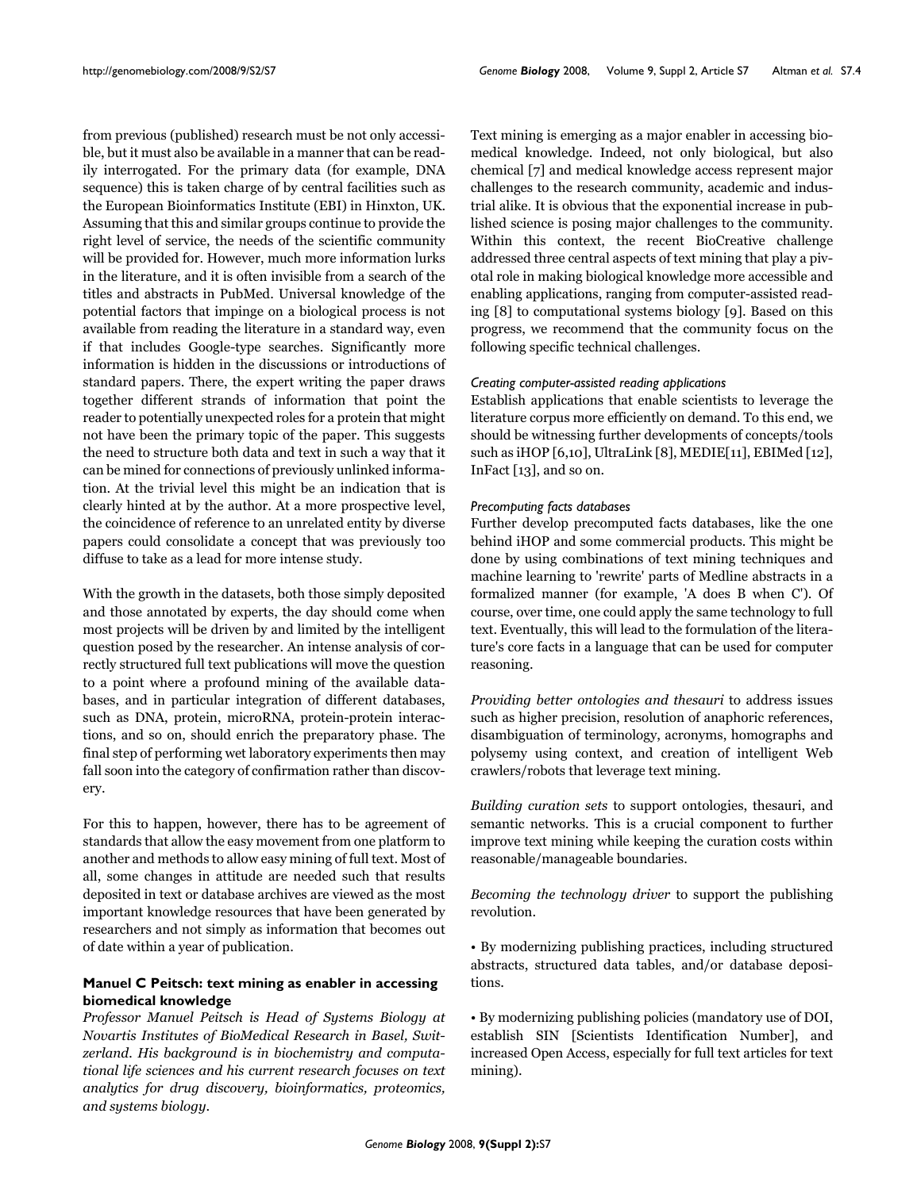from previous (published) research must be not only accessible, but it must also be available in a manner that can be readily interrogated. For the primary data (for example, DNA sequence) this is taken charge of by central facilities such as the European Bioinformatics Institute (EBI) in Hinxton, UK. Assuming that this and similar groups continue to provide the right level of service, the needs of the scientific community will be provided for. However, much more information lurks in the literature, and it is often invisible from a search of the titles and abstracts in PubMed. Universal knowledge of the potential factors that impinge on a biological process is not available from reading the literature in a standard way, even if that includes Google-type searches. Significantly more information is hidden in the discussions or introductions of standard papers. There, the expert writing the paper draws together different strands of information that point the reader to potentially unexpected roles for a protein that might not have been the primary topic of the paper. This suggests the need to structure both data and text in such a way that it can be mined for connections of previously unlinked information. At the trivial level this might be an indication that is clearly hinted at by the author. At a more prospective level, the coincidence of reference to an unrelated entity by diverse papers could consolidate a concept that was previously too diffuse to take as a lead for more intense study.

With the growth in the datasets, both those simply deposited and those annotated by experts, the day should come when most projects will be driven by and limited by the intelligent question posed by the researcher. An intense analysis of correctly structured full text publications will move the question to a point where a profound mining of the available databases, and in particular integration of different databases, such as DNA, protein, microRNA, protein-protein interactions, and so on, should enrich the preparatory phase. The final step of performing wet laboratory experiments then may fall soon into the category of confirmation rather than discovery.

For this to happen, however, there has to be agreement of standards that allow the easy movement from one platform to another and methods to allow easy mining of full text. Most of all, some changes in attitude are needed such that results deposited in text or database archives are viewed as the most important knowledge resources that have been generated by researchers and not simply as information that becomes out of date within a year of publication.

### Manuel C Peitsch: text mining as enabler in accessing biomedical knowledge

*Professor Manuel Peitsch is Head of Systems Biology at Novartis Institutes of BioMedical Research in Basel, Switzerland. His background is in biochemistry and computational life sciences and his current research focuses on text analytics for drug discovery, bioinformatics, proteomics, and systems biology.*

Text mining is emerging as a major enabler in accessing biomedical knowledge. Indeed, not only biological, but also chemical [7] and medical knowledge access represent major challenges to the research community, academic and industrial alike. It is obvious that the exponential increase in published science is posing major challenges to the community. Within this context, the recent BioCreative challenge addressed three central aspects of text mining that play a pivotal role in making biological knowledge more accessible and enabling applications, ranging from computer-assisted reading [8] to computational systems biology [9]. Based on this progress, we recommend that the community focus on the following specific technical challenges.

#### *Creating computer-assisted reading applications*

Establish applications that enable scientists to leverage the literature corpus more efficiently on demand. To this end, we should be witnessing further developments of concepts/tools such as iHOP [6,10], UltraLink [8], MEDIE[11], EBIMed [12], InFact [13], and so on.

#### *Precomputing facts databases*

Further develop precomputed facts databases, like the one behind iHOP and some commercial products. This might be done by using combinations of text mining techniques and machine learning to 'rewrite' parts of Medline abstracts in a formalized manner (for example, 'A does B when C'). Of course, over time, one could apply the same technology to full text. Eventually, this will lead to the formulation of the literature's core facts in a language that can be used for computer reasoning.

*Providing better ontologies and thesauri* to address issues such as higher precision, resolution of anaphoric references, disambiguation of terminology, acronyms, homographs and polysemy using context, and creation of intelligent Web crawlers/robots that leverage text mining.

*Building curation sets* to support ontologies, thesauri, and semantic networks. This is a crucial component to further improve text mining while keeping the curation costs within reasonable/manageable boundaries.

*Becoming the technology driver* to support the publishing revolution.

- By modernizing publishing practices, including structured abstracts, structured data tables, and/or database depositions.

- By modernizing publishing policies (mandatory use of DOI, establish SIN [Scientists Identification Number], and increased Open Access, especially for full text articles for text mining).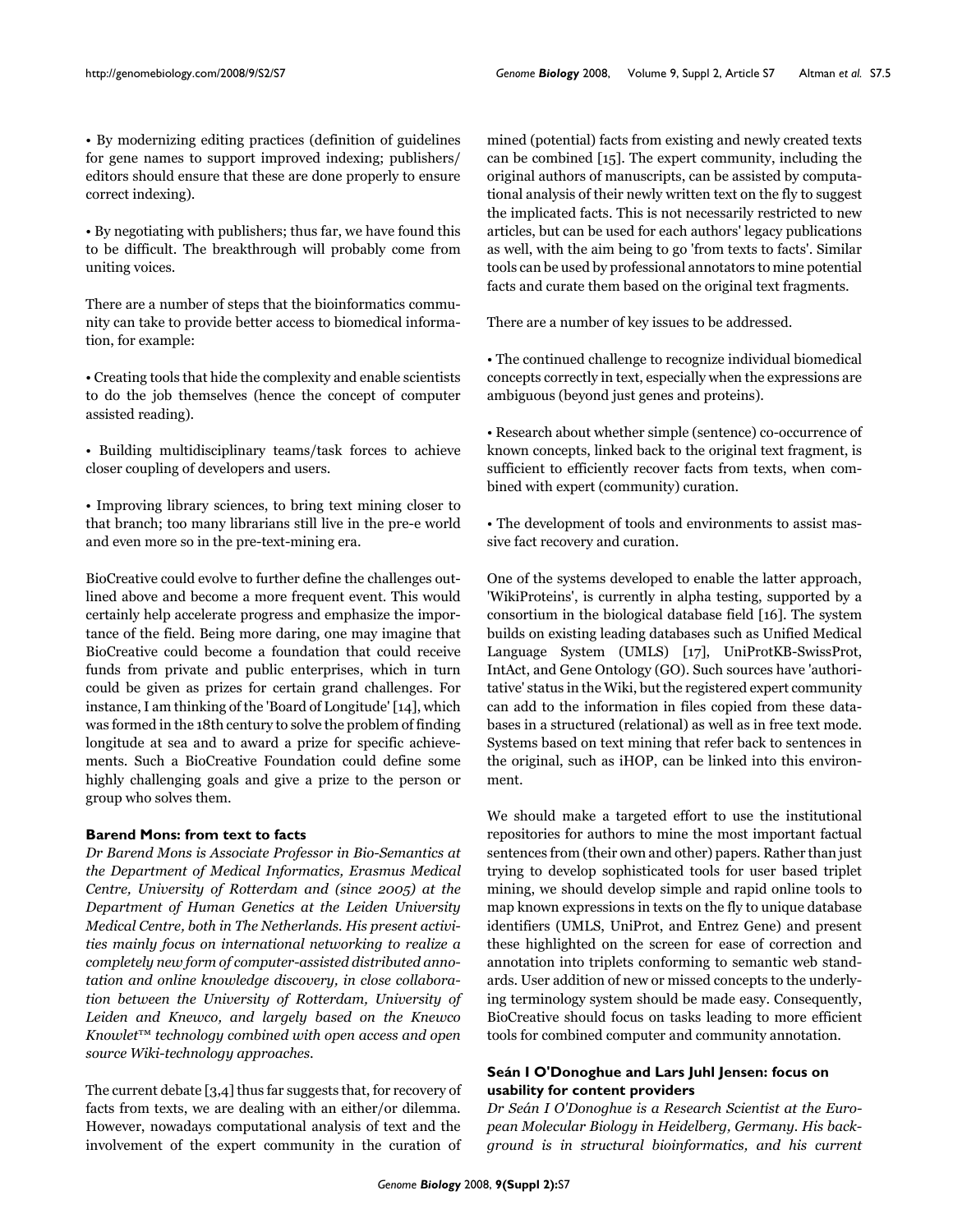• By modernizing editing practices (definition of guidelines for gene names to support improved indexing; publishers/ editors should ensure that these are done properly to ensure correct indexing).

• By negotiating with publishers; thus far, we have found this to be difficult. The breakthrough will probably come from uniting voices.

There are a number of steps that the bioinformatics community can take to provide better access to biomedical information, for example:

• Creating tools that hide the complexity and enable scientists to do the job themselves (hence the concept of computer assisted reading).

• Building multidisciplinary teams/task forces to achieve closer coupling of developers and users.

• Improving library sciences, to bring text mining closer to that branch; too many librarians still live in the pre-e world and even more so in the pre-text-mining era.

BioCreative could evolve to further define the challenges outlined above and become a more frequent event. This would certainly help accelerate progress and emphasize the importance of the field. Being more daring, one may imagine that BioCreative could become a foundation that could receive funds from private and public enterprises, which in turn could be given as prizes for certain grand challenges. For instance, I am thinking of the 'Board of Longitude' [14], which was formed in the 18th century to solve the problem of finding longitude at sea and to award a prize for specific achievements. Such a BioCreative Foundation could define some highly challenging goals and give a prize to the person or group who solves them.

### Barend Mons: from text to facts

*Dr Barend Mons is Associate Professor in Bio-Semantics at the Department of Medical Informatics, Erasmus Medical Centre, University of Rotterdam and (since 2005) at the Department of Human Genetics at the Leiden University Medical Centre, both in The Netherlands. His present activities mainly focus on international networking to realize a completely new form of computer-assisted distributed annotation and online knowledge discovery, in close collaboration between the University of Rotterdam, University of Leiden and Knewco, and largely based on the Knewco Knowlet™ technology combined with open access and open source Wiki-technology approaches.*

The current debate [3,4] thus far suggests that, for recovery of facts from texts, we are dealing with an either/or dilemma. However, nowadays computational analysis of text and the involvement of the expert community in the curation of mined (potential) facts from existing and newly created texts can be combined [15]. The expert community, including the original authors of manuscripts, can be assisted by computational analysis of their newly written text on the fly to suggest the implicated facts. This is not necessarily restricted to new articles, but can be used for each authors' legacy publications as well, with the aim being to go 'from texts to facts'. Similar tools can be used by professional annotators to mine potential facts and curate them based on the original text fragments.

There are a number of key issues to be addressed.

• The continued challenge to recognize individual biomedical concepts correctly in text, especially when the expressions are ambiguous (beyond just genes and proteins).

• Research about whether simple (sentence) co-occurrence of known concepts, linked back to the original text fragment, is sufficient to efficiently recover facts from texts, when combined with expert (community) curation.

• The development of tools and environments to assist massive fact recovery and curation.

One of the systems developed to enable the latter approach, 'WikiProteins', is currently in alpha testing, supported by a consortium in the biological database field [16]. The system builds on existing leading databases such as Unified Medical Language System (UMLS) [17], UniProtKB-SwissProt, IntAct, and Gene Ontology (GO). Such sources have 'authoritative' status in the Wiki, but the registered expert community can add to the information in files copied from these databases in a structured (relational) as well as in free text mode. Systems based on text mining that refer back to sentences in the original, such as iHOP, can be linked into this environment.

We should make a targeted effort to use the institutional repositories for authors to mine the most important factual sentences from (their own and other) papers. Rather than just trying to develop sophisticated tools for user based triplet mining, we should develop simple and rapid online tools to map known expressions in texts on the fly to unique database identifiers (UMLS, UniProt, and Entrez Gene) and present these highlighted on the screen for ease of correction and annotation into triplets conforming to semantic web standards. User addition of new or missed concepts to the underlying terminology system should be made easy. Consequently, BioCreative should focus on tasks leading to more efficient tools for combined computer and community annotation.

### Seán I O'Donoghue and Lars Juhl Jensen: focus on usability for content providers

*Dr Seán I O'Donoghue is a Research Scientist at the European Molecular Biology in Heidelberg, Germany. His background is in structural bioinformatics, and his current*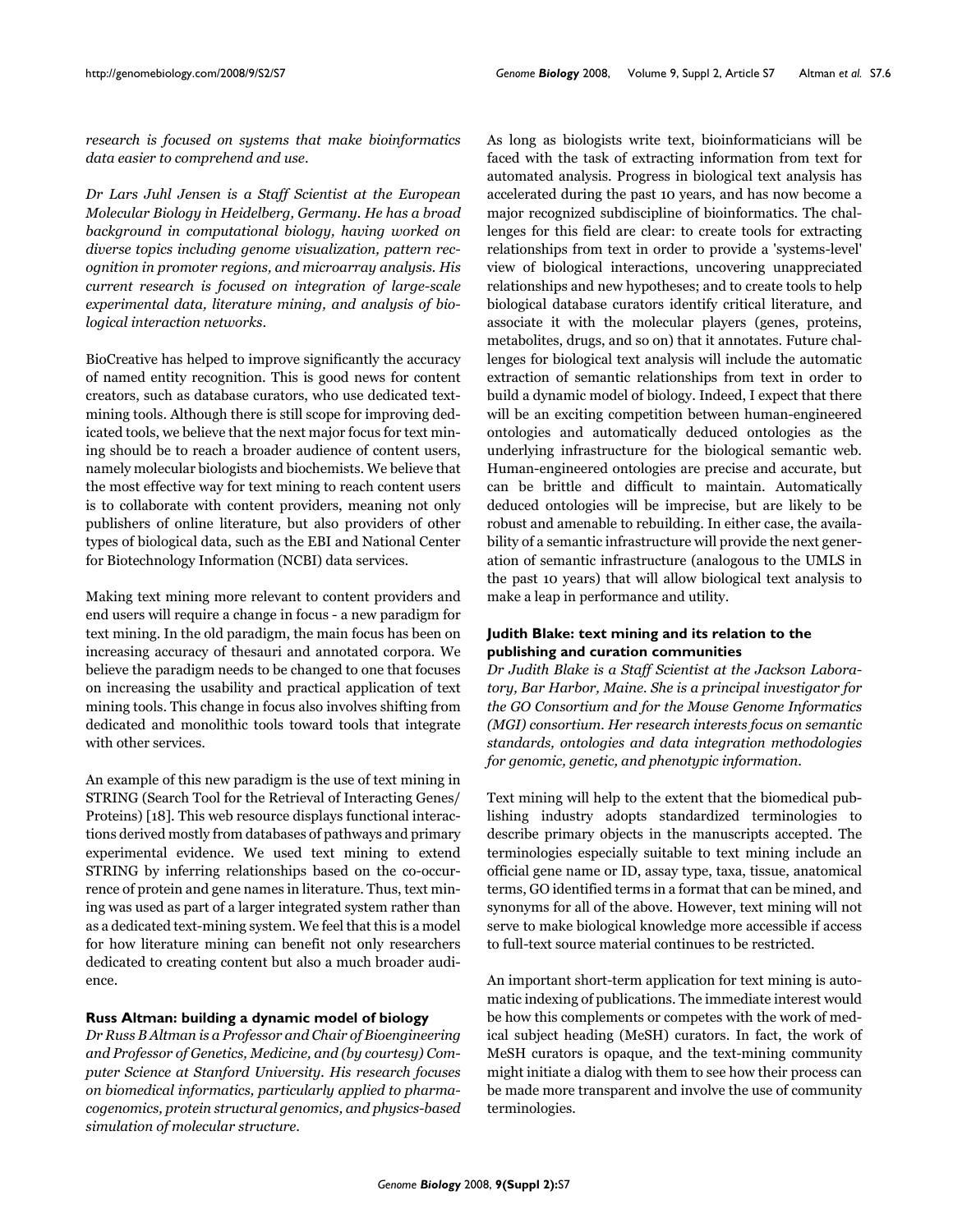*research is focused on systems that make bioinformatics data easier to comprehend and use.*

*Dr Lars Juhl Jensen is a Staff Scientist at the European Molecular Biology in Heidelberg, Germany. He has a broad background in computational biology, having worked on diverse topics including genome visualization, pattern recognition in promoter regions, and microarray analysis. His current research is focused on integration of large-scale experimental data, literature mining, and analysis of biological interaction networks.*

BioCreative has helped to improve significantly the accuracy of named entity recognition. This is good news for content creators, such as database curators, who use dedicated text-mining tools. Although there is still scope for improving dedicated tools, we believe that the next major focus for text mining should be to reach a broader audience of content users, namely molecular biologists and biochemists. We believe that the most effective way for text mining to reach content users is to collaborate with content providers, meaning not only publishers of online literature, but also providers of other types of biological data, such as the EBI and National Center for Biotechnology Information (NCBI) data services.

Making text mining more relevant to content providers and end users will require a change in focus - a new paradigm for text mining. In the old paradigm, the main focus has been on increasing accuracy of thesauri and annotated corpora. We believe the paradigm needs to be changed to one that focuses on increasing the usability and practical application of text mining tools. This change in focus also involves shifting from dedicated and monolithic tools toward tools that integrate with other services.

An example of this new paradigm is the use of text mining in STRING (Search Tool for the Retrieval of Interacting Genes/Proteins) [18]. This web resource displays functional interactions derived mostly from databases of pathways and primary experimental evidence. We used text mining to extend STRING by inferring relationships based on the co-occurrence of protein and gene names in literature. Thus, text mining was used as part of a larger integrated system rather than as a dedicated text-mining system. We feel that this is a model for how literature mining can benefit not only researchers dedicated to creating content but also a much broader audience.

### Russ Altman: building a dynamic model of biology

*Dr Russ B Altman is a Professor and Chair of Bioengineering and Professor of Genetics, Medicine, and (by courtesy) Computer Science at Stanford University. His research focuses on biomedical informatics, particularly applied to pharmacogenomics, protein structural genomics, and physics-based simulation of molecular structure.*

As long as biologists write text, bioinformaticians will be faced with the task of extracting information from text for automated analysis. Progress in biological text analysis has accelerated during the past 10 years, and has now become a major recognized subdiscipline of bioinformatics. The challenges for this field are clear: to create tools for extracting relationships from text in order to provide a 'systems-level' view of biological interactions, uncovering unappreciated relationships and new hypotheses; and to create tools to help biological database curators identify critical literature, and associate it with the molecular players (genes, proteins, metabolites, drugs, and so on) that it annotates. Future challenges for biological text analysis will include the automatic extraction of semantic relationships from text in order to build a dynamic model of biology. Indeed, I expect that there will be an exciting competition between human-engineered ontologies and automatically deduced ontologies as the underlying infrastructure for the biological semantic web. Human-engineered ontologies are precise and accurate, but can be brittle and difficult to maintain. Automatically deduced ontologies will be imprecise, but are likely to be robust and amenable to rebuilding. In either case, the availability of a semantic infrastructure will provide the next generation of semantic infrastructure (analogous to the UMLS in the past 10 years) that will allow biological text analysis to make a leap in performance and utility.

### Judith Blake: text mining and its relation to the publishing and curation communities

*Dr Judith Blake is a Staff Scientist at the Jackson Laboratory, Bar Harbor, Maine. She is a principal investigator for the GO Consortium and for the Mouse Genome Informatics (MGI) consortium. Her research interests focus on semantic standards, ontologies and data integration methodologies for genomic, genetic, and phenotypic information.*

Text mining will help to the extent that the biomedical publishing industry adopts standardized terminologies to describe primary objects in the manuscripts accepted. The terminologies especially suitable to text mining include an official gene name or ID, assay type, taxa, tissue, anatomical terms, GO identified terms in a format that can be mined, and synonyms for all of the above. However, text mining will not serve to make biological knowledge more accessible if access to full-text source material continues to be restricted.

An important short-term application for text mining is automatic indexing of publications. The immediate interest would be how this complements or competes with the work of medical subject heading (MeSH) curators. In fact, the work of MeSH curators is opaque, and the text-mining community might initiate a dialog with them to see how their process can be made more transparent and involve the use of community terminologies.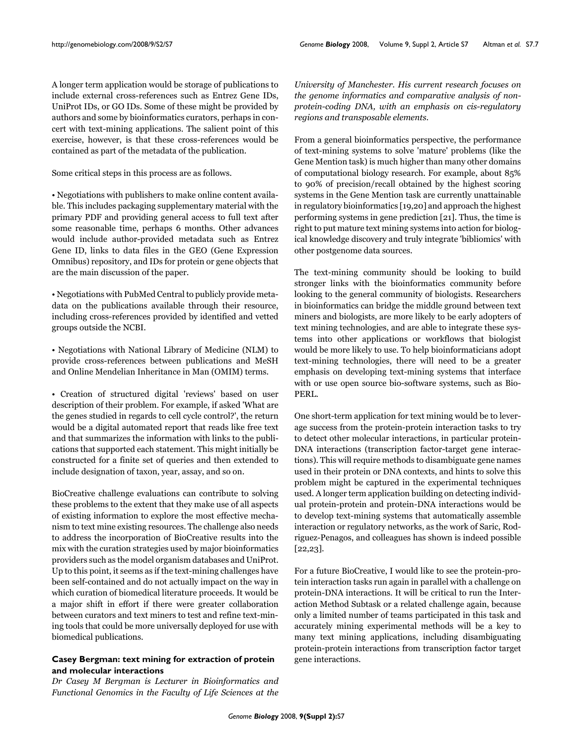A longer term application would be storage of publications to include external cross-references such as Entrez Gene IDs, UniProt IDs, or GO IDs. Some of these might be provided by authors and some by bioinformatics curators, perhaps in concert with text-mining applications. The salient point of this exercise, however, is that these cross-references would be contained as part of the metadata of the publication.

Some critical steps in this process are as follows.

• Negotiations with publishers to make online content available. This includes packaging supplementary material with the primary PDF and providing general access to full text after some reasonable time, perhaps 6 months. Other advances would include author-provided metadata such as Entrez Gene ID, links to data files in the GEO (Gene Expression Omnibus) repository, and IDs for protein or gene objects that are the main discussion of the paper.

• Negotiations with PubMed Central to publicly provide metadata on the publications available through their resource, including cross-references provided by identified and vetted groups outside the NCBI.

• Negotiations with National Library of Medicine (NLM) to provide cross-references between publications and MeSH and Online Mendelian Inheritance in Man (OMIM) terms.

• Creation of structured digital 'reviews' based on user description of their problem. For example, if asked 'What are the genes studied in regards to cell cycle control?', the return would be a digital automated report that reads like free text and that summarizes the information with links to the publications that supported each statement. This might initially be constructed for a finite set of queries and then extended to include designation of taxon, year, assay, and so on.

BioCreative challenge evaluations can contribute to solving these problems to the extent that they make use of all aspects of existing information to explore the most effective mechanism to text mine existing resources. The challenge also needs to address the incorporation of BioCreative results into the mix with the curation strategies used by major bioinformatics providers such as the model organism databases and UniProt. Up to this point, it seems as if the text-mining challenges have been self-contained and do not actually impact on the way in which curation of biomedical literature proceeds. It would be a major shift in effort if there were greater collaboration between curators and text miners to test and refine text-mining tools that could be more universally deployed for use with biomedical publications.

### Casey Bergman: text mining for extraction of protein and molecular interactions

*Dr Casey M Bergman is Lecturer in Bioinformatics and Functional Genomics in the Faculty of Life Sciences at the University of Manchester. His current research focuses on the genome informatics and comparative analysis of non-protein-coding DNA, with an emphasis on cis-regulatory regions and transposable elements.*

From a general bioinformatics perspective, the performance of text-mining systems to solve 'mature' problems (like the Gene Mention task) is much higher than many other domains of computational biology research. For example, about 85% to 90% of precision/recall obtained by the highest scoring systems in the Gene Mention task are currently unattainable in regulatory bioinformatics [19,20] and approach the highest performing systems in gene prediction [21]. Thus, the time is right to put mature text mining systems into action for biological knowledge discovery and truly integrate 'bibliomics' with other postgenome data sources.

The text-mining community should be looking to build stronger links with the bioinformatics community before looking to the general community of biologists. Researchers in bioinformatics can bridge the middle ground between text miners and biologists, are more likely to be early adopters of text mining technologies, and are able to integrate these systems into other applications or workflows that biologist would be more likely to use. To help bioinformaticians adopt text-mining technologies, there will need to be a greater emphasis on developing text-mining systems that interface with or use open source bio-software systems, such as Bio-PERL.

One short-term application for text mining would be to leverage success from the protein-protein interaction tasks to try to detect other molecular interactions, in particular protein-DNA interactions (transcription factor-target gene interactions). This will require methods to disambiguate gene names used in their protein or DNA contexts, and hints to solve this problem might be captured in the experimental techniques used. A longer term application building on detecting individual protein-protein and protein-DNA interactions would be to develop text-mining systems that automatically assemble interaction or regulatory networks, as the work of Saric, Rodriguez-Penagos, and colleagues has shown is indeed possible [22,23].

For a future BioCreative, I would like to see the protein-protein interaction tasks run again in parallel with a challenge on protein-DNA interactions. It will be critical to run the Interaction Method Subtask or a related challenge again, because only a limited number of teams participated in this task and accurately mining experimental methods will be a key to many text mining applications, including disambiguating protein-protein interactions from transcription factor target gene interactions.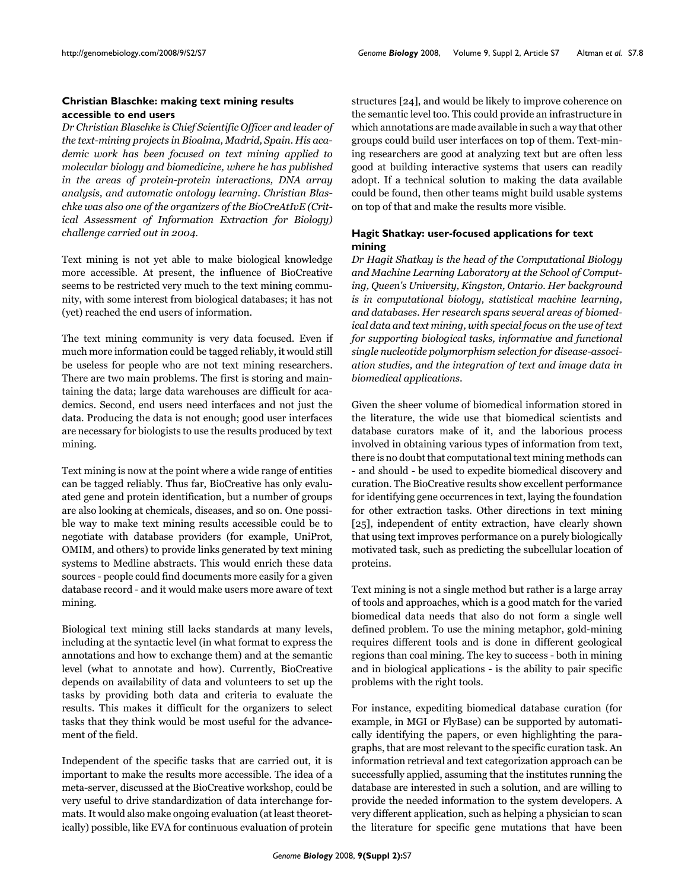### Christian Blaschke: making text mining results accessible to end users

*Dr Christian Blaschke is Chief Scientific Officer and leader of the text-mining projects in Bioalma, Madrid, Spain. His academic work has been focused on text mining applied to molecular biology and biomedicine, where he has published in the areas of protein-protein interactions, DNA array analysis, and automatic ontology learning. Christian Blaschke was also one of the organizers of the BioCreAtIvE (Critical Assessment of Information Extraction for Biology) challenge carried out in 2004.*

Text mining is not yet able to make biological knowledge more accessible. At present, the influence of BioCreative seems to be restricted very much to the text mining community, with some interest from biological databases; it has not (yet) reached the end users of information.

The text mining community is very data focused. Even if much more information could be tagged reliably, it would still be useless for people who are not text mining researchers. There are two main problems. The first is storing and maintaining the data; large data warehouses are difficult for academics. Second, end users need interfaces and not just the data. Producing the data is not enough; good user interfaces are necessary for biologists to use the results produced by text mining.

Text mining is now at the point where a wide range of entities can be tagged reliably. Thus far, BioCreative has only evaluated gene and protein identification, but a number of groups are also looking at chemicals, diseases, and so on. One possible way to make text mining results accessible could be to negotiate with database providers (for example, UniProt, OMIM, and others) to provide links generated by text mining systems to Medline abstracts. This would enrich these data sources - people could find documents more easily for a given database record - and it would make users more aware of text mining.

Biological text mining still lacks standards at many levels, including at the syntactic level (in what format to express the annotations and how to exchange them) and at the semantic level (what to annotate and how). Currently, BioCreative depends on availability of data and volunteers to set up the tasks by providing both data and criteria to evaluate the results. This makes it difficult for the organizers to select tasks that they think would be most useful for the advancement of the field.

Independent of the specific tasks that are carried out, it is important to make the results more accessible. The idea of a meta-server, discussed at the BioCreative workshop, could be very useful to drive standardization of data interchange formats. It would also make ongoing evaluation (at least theoretically) possible, like EVA for continuous evaluation of protein structures [24], and would be likely to improve coherence on the semantic level too. This could provide an infrastructure in which annotations are made available in such a way that other groups could build user interfaces on top of them. Text-mining researchers are good at analyzing text but are often less good at building interactive systems that users can readily adopt. If a technical solution to making the data available could be found, then other teams might build usable systems on top of that and make the results more visible.

### Hagit Shatkay: user-focused applications for text mining

*Dr Hagit Shatkay is the head of the Computational Biology and Machine Learning Laboratory at the School of Computing, Queen's University, Kingston, Ontario. Her background is in computational biology, statistical machine learning, and databases. Her research spans several areas of biomedical data and text mining, with special focus on the use of text for supporting biological tasks, informative and functional single nucleotide polymorphism selection for disease-association studies, and the integration of text and image data in biomedical applications.*

Given the sheer volume of biomedical information stored in the literature, the wide use that biomedical scientists and database curators make of it, and the laborious process involved in obtaining various types of information from text, there is no doubt that computational text mining methods can - and should - be used to expedite biomedical discovery and curation. The BioCreative results show excellent performance for identifying gene occurrences in text, laying the foundation for other extraction tasks. Other directions in text mining [25], independent of entity extraction, have clearly shown that using text improves performance on a purely biologically motivated task, such as predicting the subcellular location of proteins.

Text mining is not a single method but rather is a large array of tools and approaches, which is a good match for the varied biomedical data needs that also do not form a single well defined problem. To use the mining metaphor, gold-mining requires different tools and is done in different geological regions than coal mining. The key to success - both in mining and in biological applications - is the ability to pair specific problems with the right tools.

For instance, expediting biomedical database curation (for example, in MGI or FlyBase) can be supported by automatically identifying the papers, or even highlighting the paragraphs, that are most relevant to the specific curation task. An information retrieval and text categorization approach can be successfully applied, assuming that the institutes running the database are interested in such a solution, and are willing to provide the needed information to the system developers. A very different application, such as helping a physician to scan the literature for specific gene mutations that have been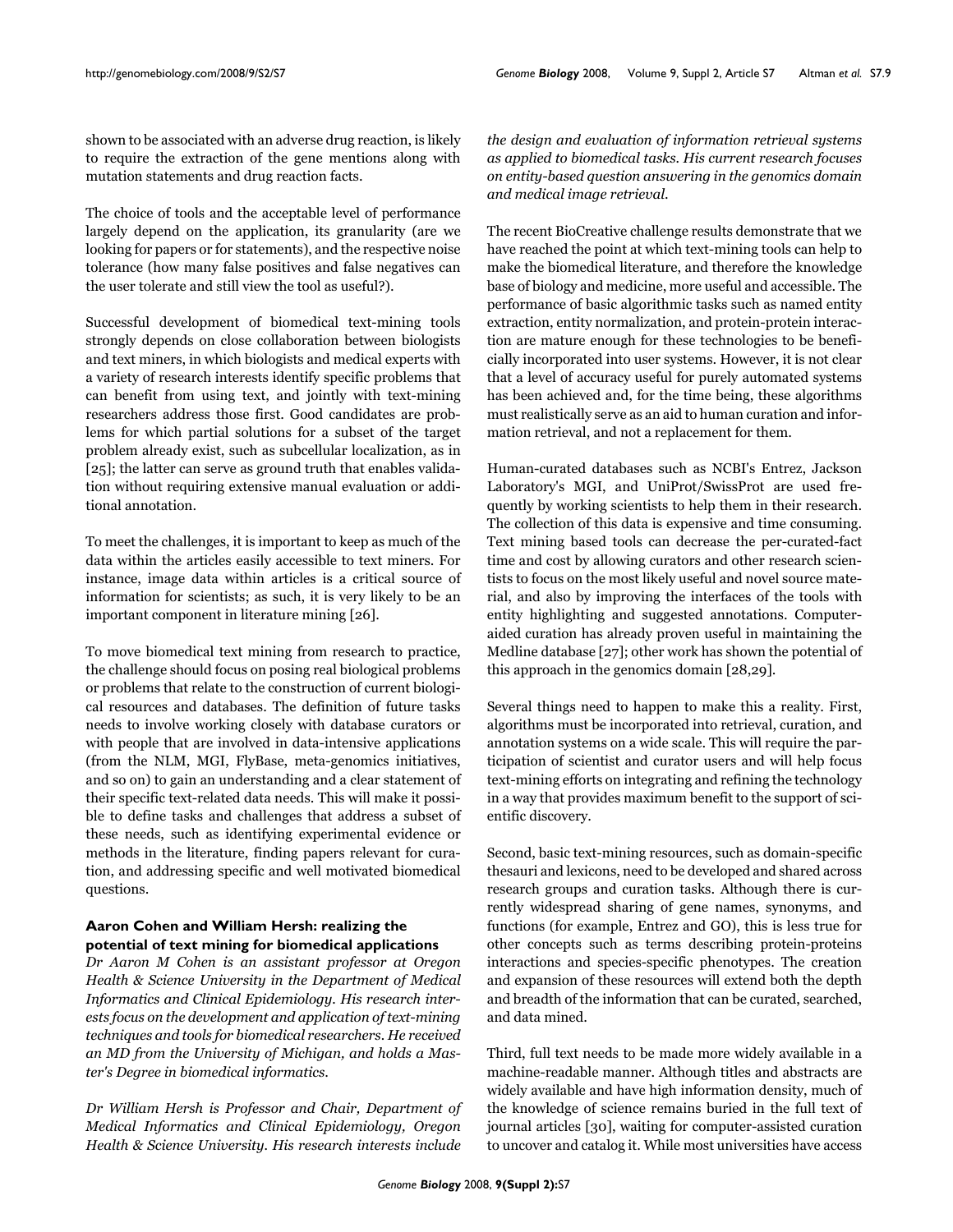shown to be associated with an adverse drug reaction, is likely to require the extraction of the gene mentions along with mutation statements and drug reaction facts.

The choice of tools and the acceptable level of performance largely depend on the application, its granularity (are we looking for papers or for statements), and the respective noise tolerance (how many false positives and false negatives can the user tolerate and still view the tool as useful?).

Successful development of biomedical text-mining tools strongly depends on close collaboration between biologists and text miners, in which biologists and medical experts with a variety of research interests identify specific problems that can benefit from using text, and jointly with text-mining researchers address those first. Good candidates are problems for which partial solutions for a subset of the target problem already exist, such as subcellular localization, as in [25]; the latter can serve as ground truth that enables validation without requiring extensive manual evaluation or additional annotation.

To meet the challenges, it is important to keep as much of the data within the articles easily accessible to text miners. For instance, image data within articles is a critical source of information for scientists; as such, it is very likely to be an important component in literature mining [26].

To move biomedical text mining from research to practice, the challenge should focus on posing real biological problems or problems that relate to the construction of current biological resources and databases. The definition of future tasks needs to involve working closely with database curators or with people that are involved in data-intensive applications (from the NLM, MGI, FlyBase, meta-genomics initiatives, and so on) to gain an understanding and a clear statement of their specific text-related data needs. This will make it possible to define tasks and challenges that address a subset of these needs, such as identifying experimental evidence or methods in the literature, finding papers relevant for curation, and addressing specific and well motivated biomedical questions.

### Aaron Cohen and William Hersh: realizing the potential of text mining for biomedical applications

*Dr Aaron M Cohen is an assistant professor at Oregon Health & Science University in the Department of Medical Informatics and Clinical Epidemiology. His research interests focus on the development and application of text-mining techniques and tools for biomedical researchers. He received an MD from the University of Michigan, and holds a Master's Degree in biomedical informatics.*

*Dr William Hersh is Professor and Chair, Department of Medical Informatics and Clinical Epidemiology, Oregon Health & Science University. His research interests include the design and evaluation of information retrieval systems as applied to biomedical tasks. His current research focuses on entity-based question answering in the genomics domain and medical image retrieval.*

The recent BioCreative challenge results demonstrate that we have reached the point at which text-mining tools can help to make the biomedical literature, and therefore the knowledge base of biology and medicine, more useful and accessible. The performance of basic algorithmic tasks such as named entity extraction, entity normalization, and protein-protein interaction are mature enough for these technologies to be beneficially incorporated into user systems. However, it is not clear that a level of accuracy useful for purely automated systems has been achieved and, for the time being, these algorithms must realistically serve as an aid to human curation and information retrieval, and not a replacement for them.

Human-curated databases such as NCBI's Entrez, Jackson Laboratory's MGI, and UniProt/SwissProt are used frequently by working scientists to help them in their research. The collection of this data is expensive and time consuming. Text mining based tools can decrease the per-curated-fact time and cost by allowing curators and other research scientists to focus on the most likely useful and novel source material, and also by improving the interfaces of the tools with entity highlighting and suggested annotations. Computer-aided curation has already proven useful in maintaining the Medline database [27]; other work has shown the potential of this approach in the genomics domain [28,29].

Several things need to happen to make this a reality. First, algorithms must be incorporated into retrieval, curation, and annotation systems on a wide scale. This will require the participation of scientist and curator users and will help focus text-mining efforts on integrating and refining the technology in a way that provides maximum benefit to the support of scientific discovery.

Second, basic text-mining resources, such as domain-specific thesauri and lexicons, need to be developed and shared across research groups and curation tasks. Although there is currently widespread sharing of gene names, synonyms, and functions (for example, Entrez and GO), this is less true for other concepts such as terms describing protein-proteins interactions and species-specific phenotypes. The creation and expansion of these resources will extend both the depth and breadth of the information that can be curated, searched, and data mined.

Third, full text needs to be made more widely available in a machine-readable manner. Although titles and abstracts are widely available and have high information density, much of the knowledge of science remains buried in the full text of journal articles [30], waiting for computer-assisted curation to uncover and catalog it. While most universities have access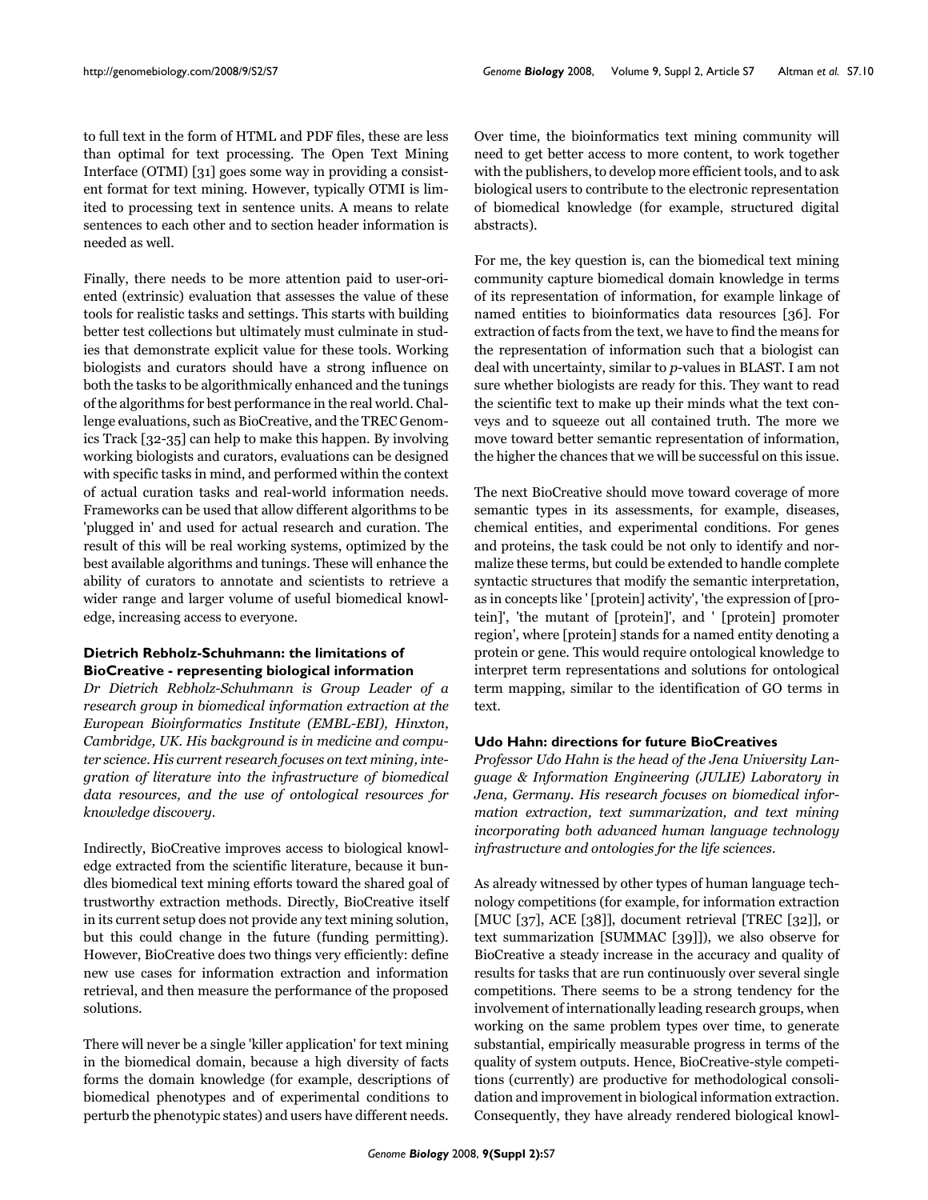to full text in the form of HTML and PDF files, these are less than optimal for text processing. The Open Text Mining Interface (OTMI) [31] goes some way in providing a consistent format for text mining. However, typically OTMI is limited to processing text in sentence units. A means to relate sentences to each other and to section header information is needed as well.

Finally, there needs to be more attention paid to user-oriented (extrinsic) evaluation that assesses the value of these tools for realistic tasks and settings. This starts with building better test collections but ultimately must culminate in studies that demonstrate explicit value for these tools. Working biologists and curators should have a strong influence on both the tasks to be algorithmically enhanced and the tunings of the algorithms for best performance in the real world. Challenge evaluations, such as BioCreative, and the TREC Genomics Track [32-35] can help to make this happen. By involving working biologists and curators, evaluations can be designed with specific tasks in mind, and performed within the context of actual curation tasks and real-world information needs. Frameworks can be used that allow different algorithms to be 'plugged in' and used for actual research and curation. The result of this will be real working systems, optimized by the best available algorithms and tunings. These will enhance the ability of curators to annotate and scientists to retrieve a wider range and larger volume of useful biomedical knowledge, increasing access to everyone.

### Dietrich Rebholz-Schuhmann: the limitations of BioCreative - representing biological information

*Dr Dietrich Rebholz-Schuhmann is Group Leader of a research group in biomedical information extraction at the European Bioinformatics Institute (EMBL-EBI), Hinxton, Cambridge, UK. His background is in medicine and computer science. His current research focuses on text mining, integration of literature into the infrastructure of biomedical data resources, and the use of ontological resources for knowledge discovery.*

Indirectly, BioCreative improves access to biological knowledge extracted from the scientific literature, because it bundles biomedical text mining efforts toward the shared goal of trustworthy extraction methods. Directly, BioCreative itself in its current setup does not provide any text mining solution, but this could change in the future (funding permitting). However, BioCreative does two things very efficiently: define new use cases for information extraction and information retrieval, and then measure the performance of the proposed solutions.

There will never be a single 'killer application' for text mining in the biomedical domain, because a high diversity of facts forms the domain knowledge (for example, descriptions of biomedical phenotypes and of experimental conditions to perturb the phenotypic states) and users have different needs. Over time, the bioinformatics text mining community will need to get better access to more content, to work together with the publishers, to develop more efficient tools, and to ask biological users to contribute to the electronic representation of biomedical knowledge (for example, structured digital abstracts).

For me, the key question is, can the biomedical text mining community capture biomedical domain knowledge in terms of its representation of information, for example linkage of named entities to bioinformatics data resources [36]. For extraction of facts from the text, we have to find the means for the representation of information such that a biologist can deal with uncertainty, similar to *p*-values in BLAST. I am not sure whether biologists are ready for this. They want to read the scientific text to make up their minds what the text conveys and to squeeze out all contained truth. The more we move toward better semantic representation of information, the higher the chances that we will be successful on this issue.

The next BioCreative should move toward coverage of more semantic types in its assessments, for example, diseases, chemical entities, and experimental conditions. For genes and proteins, the task could be not only to identify and normalize these terms, but could be extended to handle complete syntactic structures that modify the semantic interpretation, as in concepts like ' [protein] activity', 'the expression of [protein]', 'the mutant of [protein]', and ' [protein] promoter region', where [protein] stands for a named entity denoting a protein or gene. This would require ontological knowledge to interpret term representations and solutions for ontological term mapping, similar to the identification of GO terms in text.

### Udo Hahn: directions for future BioCreatives

*Professor Udo Hahn is the head of the Jena University Language & Information Engineering (JULIE) Laboratory in Jena, Germany. His research focuses on biomedical information extraction, text summarization, and text mining incorporating both advanced human language technology infrastructure and ontologies for the life sciences.*

As already witnessed by other types of human language technology competitions (for example, for information extraction [MUC [37], ACE [38]], document retrieval [TREC [32]], or text summarization [SUMMAC [39]]), we also observe for BioCreative a steady increase in the accuracy and quality of results for tasks that are run continuously over several single competitions. There seems to be a strong tendency for the involvement of internationally leading research groups, when working on the same problem types over time, to generate substantial, empirically measurable progress in terms of the quality of system outputs. Hence, BioCreative-style competitions (currently) are productive for methodological consolidation and improvement in biological information extraction. Consequently, they have already rendered biological knowl-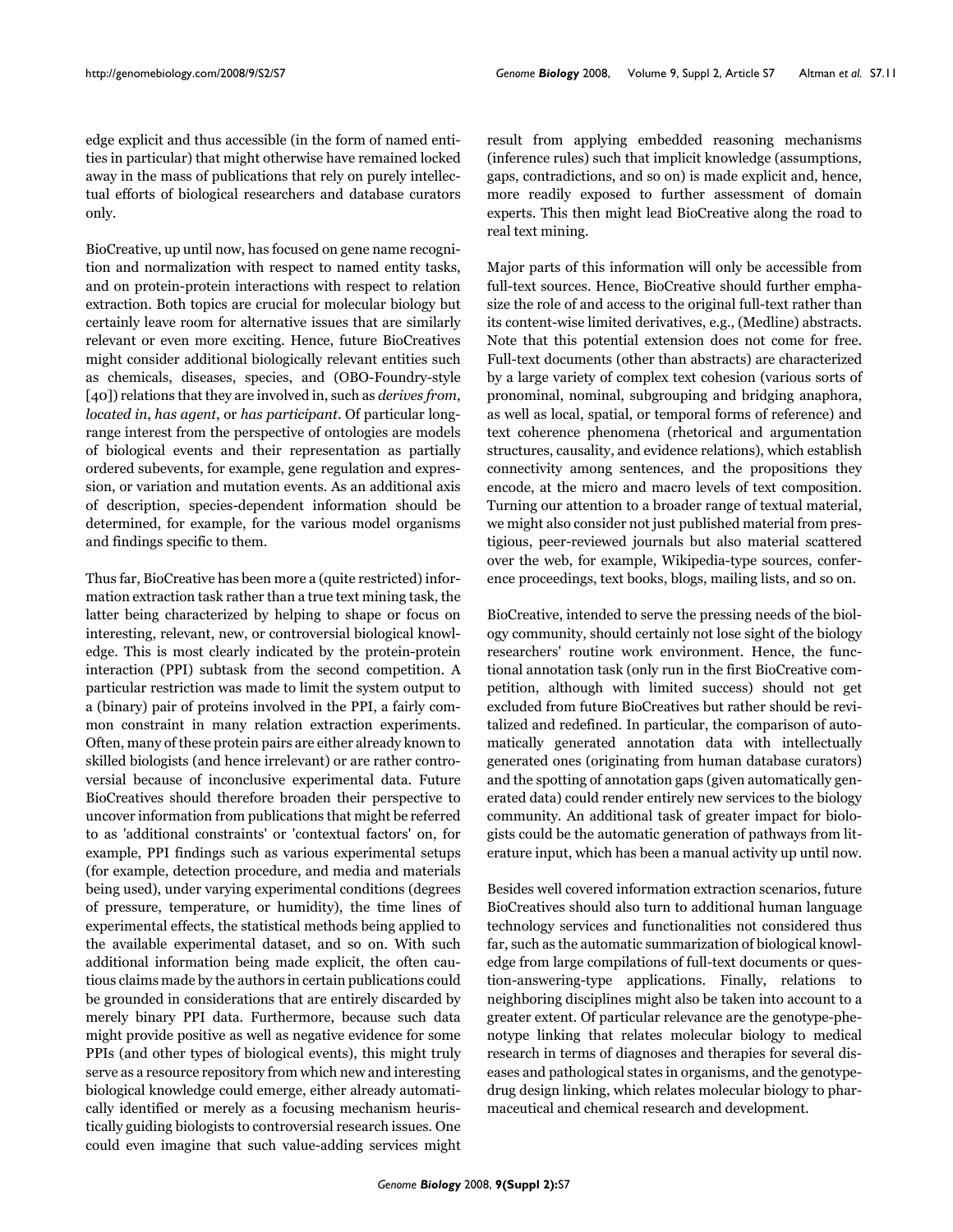edge explicit and thus accessible (in the form of named entities in particular) that might otherwise have remained locked away in the mass of publications that rely on purely intellectual efforts of biological researchers and database curators only.

BioCreative, up until now, has focused on gene name recognition and normalization with respect to named entity tasks, and on protein-protein interactions with respect to relation extraction. Both topics are crucial for molecular biology but certainly leave room for alternative issues that are similarly relevant or even more exciting. Hence, future BioCreatives might consider additional biologically relevant entities such as chemicals, diseases, species, and (OBO-Foundry-style [40]) relations that they are involved in, such as *derives from*, *located in*, *has agent*, or *has participant*. Of particular long-range interest from the perspective of ontologies are models of biological events and their representation as partially ordered subevents, for example, gene regulation and expression, or variation and mutation events. As an additional axis of description, species-dependent information should be determined, for example, for the various model organisms and findings specific to them.

Thus far, BioCreative has been more a (quite restricted) information extraction task rather than a true text mining task, the latter being characterized by helping to shape or focus on interesting, relevant, new, or controversial biological knowledge. This is most clearly indicated by the protein-protein interaction (PPI) subtask from the second competition. A particular restriction was made to limit the system output to a (binary) pair of proteins involved in the PPI, a fairly common constraint in many relation extraction experiments. Often, many of these protein pairs are either already known to skilled biologists (and hence irrelevant) or are rather controversial because of inconclusive experimental data. Future BioCreatives should therefore broaden their perspective to uncover information from publications that might be referred to as 'additional constraints' or 'contextual factors' on, for example, PPI findings such as various experimental setups (for example, detection procedure, and media and materials being used), under varying experimental conditions (degrees of pressure, temperature, or humidity), the time lines of experimental effects, the statistical methods being applied to the available experimental dataset, and so on. With such additional information being made explicit, the often cautious claims made by the authors in certain publications could be grounded in considerations that are entirely discarded by merely binary PPI data. Furthermore, because such data might provide positive as well as negative evidence for some PPIs (and other types of biological events), this might truly serve as a resource repository from which new and interesting biological knowledge could emerge, either already automatically identified or merely as a focusing mechanism heuristically guiding biologists to controversial research issues. One could even imagine that such value-adding services might result from applying embedded reasoning mechanisms (inference rules) such that implicit knowledge (assumptions, gaps, contradictions, and so on) is made explicit and, hence, more readily exposed to further assessment of domain experts. This then might lead BioCreative along the road to real text mining.

Major parts of this information will only be accessible from full-text sources. Hence, BioCreative should further emphasize the role of and access to the original full-text rather than its content-wise limited derivatives, e.g., (Medline) abstracts. Note that this potential extension does not come for free. Full-text documents (other than abstracts) are characterized by a large variety of complex text cohesion (various sorts of pronominal, nominal, subgrouping and bridging anaphora, as well as local, spatial, or temporal forms of reference) and text coherence phenomena (rhetorical and argumentation structures, causality, and evidence relations), which establish connectivity among sentences, and the propositions they encode, at the micro and macro levels of text composition. Turning our attention to a broader range of textual material, we might also consider not just published material from prestigious, peer-reviewed journals but also material scattered over the web, for example, Wikipedia-type sources, conference proceedings, text books, blogs, mailing lists, and so on.

BioCreative, intended to serve the pressing needs of the biology community, should certainly not lose sight of the biology researchers' routine work environment. Hence, the functional annotation task (only run in the first BioCreative competition, although with limited success) should not get excluded from future BioCreatives but rather should be revitalized and redefined. In particular, the comparison of automatically generated annotation data with intellectually generated ones (originating from human database curators) and the spotting of annotation gaps (given automatically generated data) could render entirely new services to the biology community. An additional task of greater impact for biologists could be the automatic generation of pathways from literature input, which has been a manual activity up until now.

Besides well covered information extraction scenarios, future BioCreatives should also turn to additional human language technology services and functionalities not considered thus far, such as the automatic summarization of biological knowledge from large compilations of full-text documents or question-answering-type applications. Finally, relations to neighboring disciplines might also be taken into account to a greater extent. Of particular relevance are the genotype-phenotype linking that relates molecular biology to medical research in terms of diagnoses and therapies for several diseases and pathological states in organisms, and the genotype-drug design linking, which relates molecular biology to pharmaceutical and chemical research and development.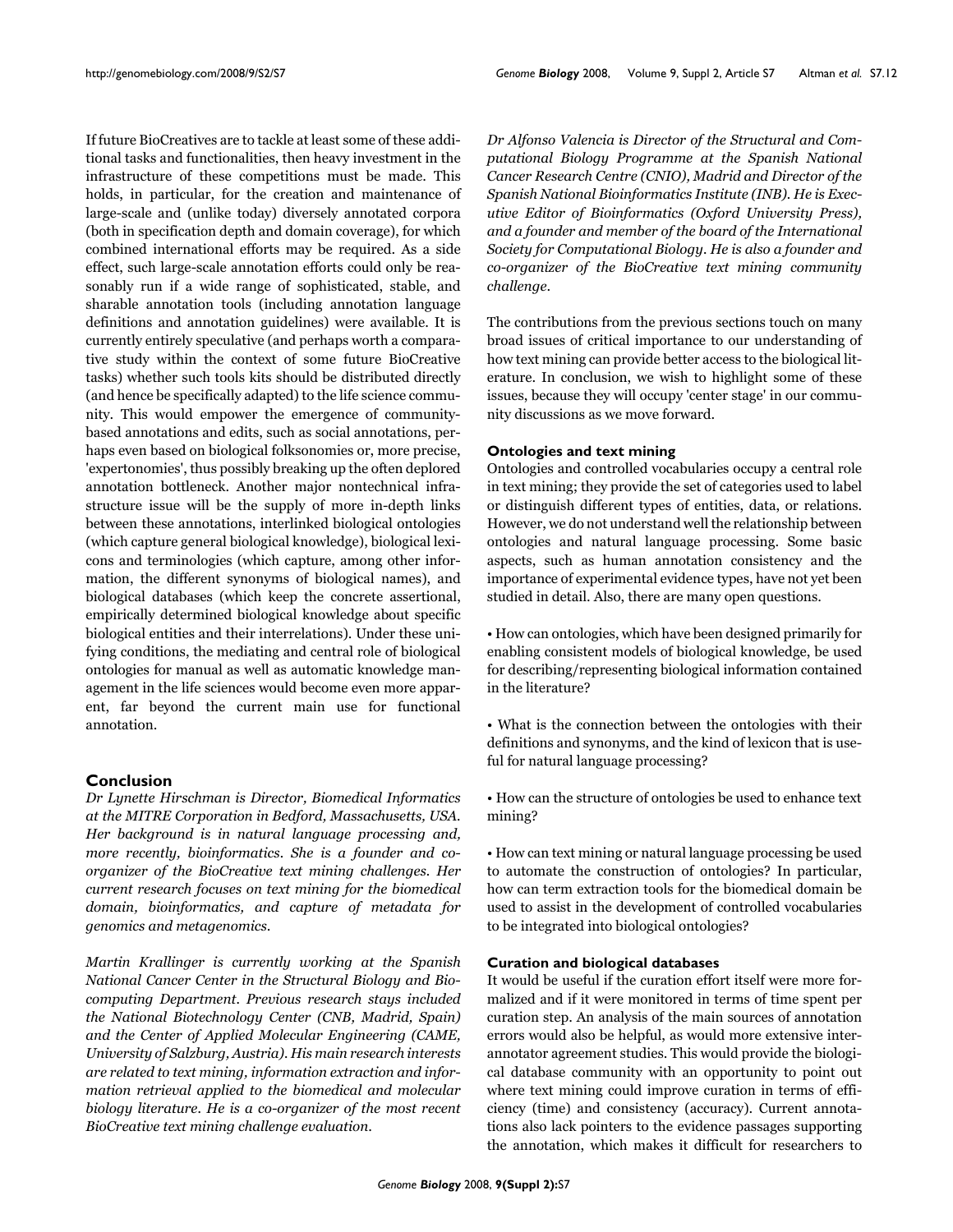If future BioCreatives are to tackle at least some of these additional tasks and functionalities, then heavy investment in the infrastructure of these competitions must be made. This holds, in particular, for the creation and maintenance of large-scale and (unlike today) diversely annotated corpora (both in specification depth and domain coverage), for which combined international efforts may be required. As a side effect, such large-scale annotation efforts could only be reasonably run if a wide range of sophisticated, stable, and sharable annotation tools (including annotation language definitions and annotation guidelines) were available. It is currently entirely speculative (and perhaps worth a comparative study within the context of some future BioCreative tasks) whether such tools kits should be distributed directly (and hence be specifically adapted) to the life science community. This would empower the emergence of community-based annotations and edits, such as social annotations, perhaps even based on biological folksonomies or, more precise, 'expertonomies', thus possibly breaking up the often deplored annotation bottleneck. Another major nontechnical infrastructure issue will be the supply of more in-depth links between these annotations, interlinked biological ontologies (which capture general biological knowledge), biological lexicons and terminologies (which capture, among other information, the different synonyms of biological names), and biological databases (which keep the concrete assertional, empirically determined biological knowledge about specific biological entities and their interrelations). Under these unifying conditions, the mediating and central role of biological ontologies for manual as well as automatic knowledge management in the life sciences would become even more apparent, far beyond the current main use for functional annotation.

## Conclusion

*Dr Lynette Hirschman is Director, Biomedical Informatics at the MITRE Corporation in Bedford, Massachusetts, USA. Her background is in natural language processing and, more recently, bioinformatics. She is a founder and co-organizer of the BioCreative text mining challenges. Her current research focuses on text mining for the biomedical domain, bioinformatics, and capture of metadata for genomics and metagenomics.*

*Martin Krallinger is currently working at the Spanish National Cancer Center in the Structural Biology and Biocomputing Department. Previous research stays included the National Biotechnology Center (CNB, Madrid, Spain) and the Center of Applied Molecular Engineering (CAME, University of Salzburg, Austria). His main research interests are related to text mining, information extraction and information retrieval applied to the biomedical and molecular biology literature. He is a co-organizer of the most recent BioCreative text mining challenge evaluation.*

*Dr Alfonso Valencia is Director of the Structural and Computational Biology Programme at the Spanish National Cancer Research Centre (CNIO), Madrid and Director of the Spanish National Bioinformatics Institute (INB). He is Executive Editor of Bioinformatics (Oxford University Press), and a founder and member of the board of the International Society for Computational Biology. He is also a founder and co-organizer of the BioCreative text mining community challenge.*

The contributions from the previous sections touch on many broad issues of critical importance to our understanding of how text mining can provide better access to the biological literature. In conclusion, we wish to highlight some of these issues, because they will occupy 'center stage' in our community discussions as we move forward.

### Ontologies and text mining

Ontologies and controlled vocabularies occupy a central role in text mining; they provide the set of categories used to label or distinguish different types of entities, data, or relations. However, we do not understand well the relationship between ontologies and natural language processing. Some basic aspects, such as human annotation consistency and the importance of experimental evidence types, have not yet been studied in detail. Also, there are many open questions.

- How can ontologies, which have been designed primarily for enabling consistent models of biological knowledge, be used for describing/representing biological information contained in the literature?

- What is the connection between the ontologies with their definitions and synonyms, and the kind of lexicon that is useful for natural language processing?

- How can the structure of ontologies be used to enhance text mining?

- How can text mining or natural language processing be used to automate the construction of ontologies? In particular, how can term extraction tools for the biomedical domain be used to assist in the development of controlled vocabularies to be integrated into biological ontologies?

### Curation and biological databases

It would be useful if the curation effort itself were more formalized and if it were monitored in terms of time spent per curation step. An analysis of the main sources of annotation errors would also be helpful, as would more extensive inter-annotator agreement studies. This would provide the biological database community with an opportunity to point out where text mining could improve curation in terms of efficiency (time) and consistency (accuracy). Current annotations also lack pointers to the evidence passages supporting the annotation, which makes it difficult for researchers to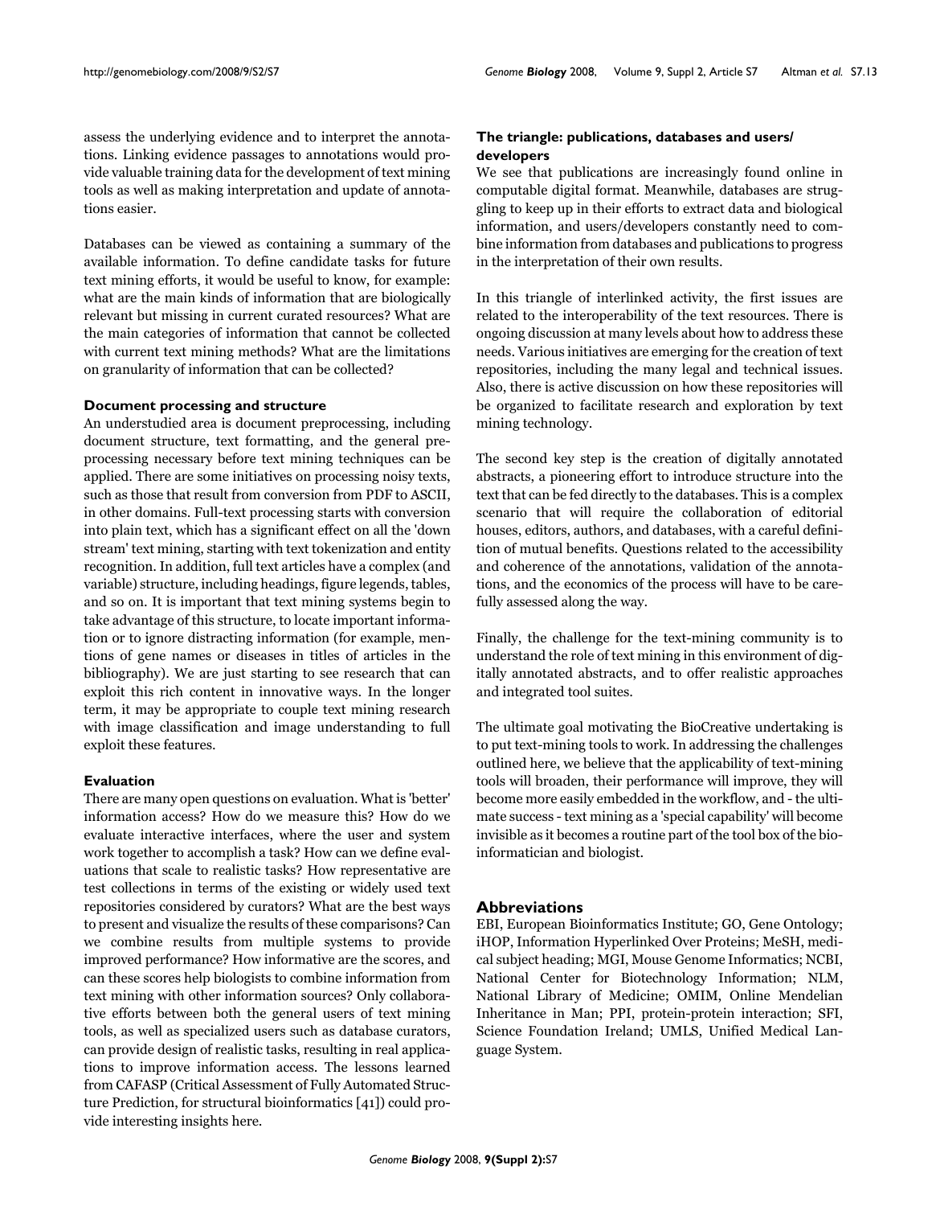assess the underlying evidence and to interpret the annotations. Linking evidence passages to annotations would provide valuable training data for the development of text mining tools as well as making interpretation and update of annotations easier.

Databases can be viewed as containing a summary of the available information. To define candidate tasks for future text mining efforts, it would be useful to know, for example: what are the main kinds of information that are biologically relevant but missing in current curated resources? What are the main categories of information that cannot be collected with current text mining methods? What are the limitations on granularity of information that can be collected?

### Document processing and structure

An understudied area is document preprocessing, including document structure, text formatting, and the general preprocessing necessary before text mining techniques can be applied. There are some initiatives on processing noisy texts, such as those that result from conversion from PDF to ASCII, in other domains. Full-text processing starts with conversion into plain text, which has a significant effect on all the 'down stream' text mining, starting with text tokenization and entity recognition. In addition, full text articles have a complex (and variable) structure, including headings, figure legends, tables, and so on. It is important that text mining systems begin to take advantage of this structure, to locate important information or to ignore distracting information (for example, mentions of gene names or diseases in titles of articles in the bibliography). We are just starting to see research that can exploit this rich content in innovative ways. In the longer term, it may be appropriate to couple text mining research with image classification and image understanding to full exploit these features.

### Evaluation

There are many open questions on evaluation. What is 'better' information access? How do we measure this? How do we evaluate interactive interfaces, where the user and system work together to accomplish a task? How can we define evaluations that scale to realistic tasks? How representative are test collections in terms of the existing or widely used text repositories considered by curators? What are the best ways to present and visualize the results of these comparisons? Can we combine results from multiple systems to provide improved performance? How informative are the scores, and can these scores help biologists to combine information from text mining with other information sources? Only collaborative efforts between both the general users of text mining tools, as well as specialized users such as database curators, can provide design of realistic tasks, resulting in real applications to improve information access. The lessons learned from CAFASP (Critical Assessment of Fully Automated Structure Prediction, for structural bioinformatics [41]) could provide interesting insights here.

### The triangle: publications, databases and users/developers

We see that publications are increasingly found online in computable digital format. Meanwhile, databases are struggling to keep up in their efforts to extract data and biological information, and users/developers constantly need to combine information from databases and publications to progress in the interpretation of their own results.

In this triangle of interlinked activity, the first issues are related to the interoperability of the text resources. There is ongoing discussion at many levels about how to address these needs. Various initiatives are emerging for the creation of text repositories, including the many legal and technical issues. Also, there is active discussion on how these repositories will be organized to facilitate research and exploration by text mining technology.

The second key step is the creation of digitally annotated abstracts, a pioneering effort to introduce structure into the text that can be fed directly to the databases. This is a complex scenario that will require the collaboration of editorial houses, editors, authors, and databases, with a careful definition of mutual benefits. Questions related to the accessibility and coherence of the annotations, validation of the annotations, and the economics of the process will have to be carefully assessed along the way.

Finally, the challenge for the text-mining community is to understand the role of text mining in this environment of digitally annotated abstracts, and to offer realistic approaches and integrated tool suites.

The ultimate goal motivating the BioCreative undertaking is to put text-mining tools to work. In addressing the challenges outlined here, we believe that the applicability of text-mining tools will broaden, their performance will improve, they will become more easily embedded in the workflow, and - the ultimate success - text mining as a 'special capability' will become invisible as it becomes a routine part of the tool box of the bioinformatician and biologist.

## Abbreviations

EBI, European Bioinformatics Institute; GO, Gene Ontology; iHOP, Information Hyperlinked Over Proteins; MeSH, medical subject heading; MGI, Mouse Genome Informatics; NCBI, National Center for Biotechnology Information; NLM, National Library of Medicine; OMIM, Online Mendelian Inheritance in Man; PPI, protein-protein interaction; SFI, Science Foundation Ireland; UMLS, Unified Medical Language System.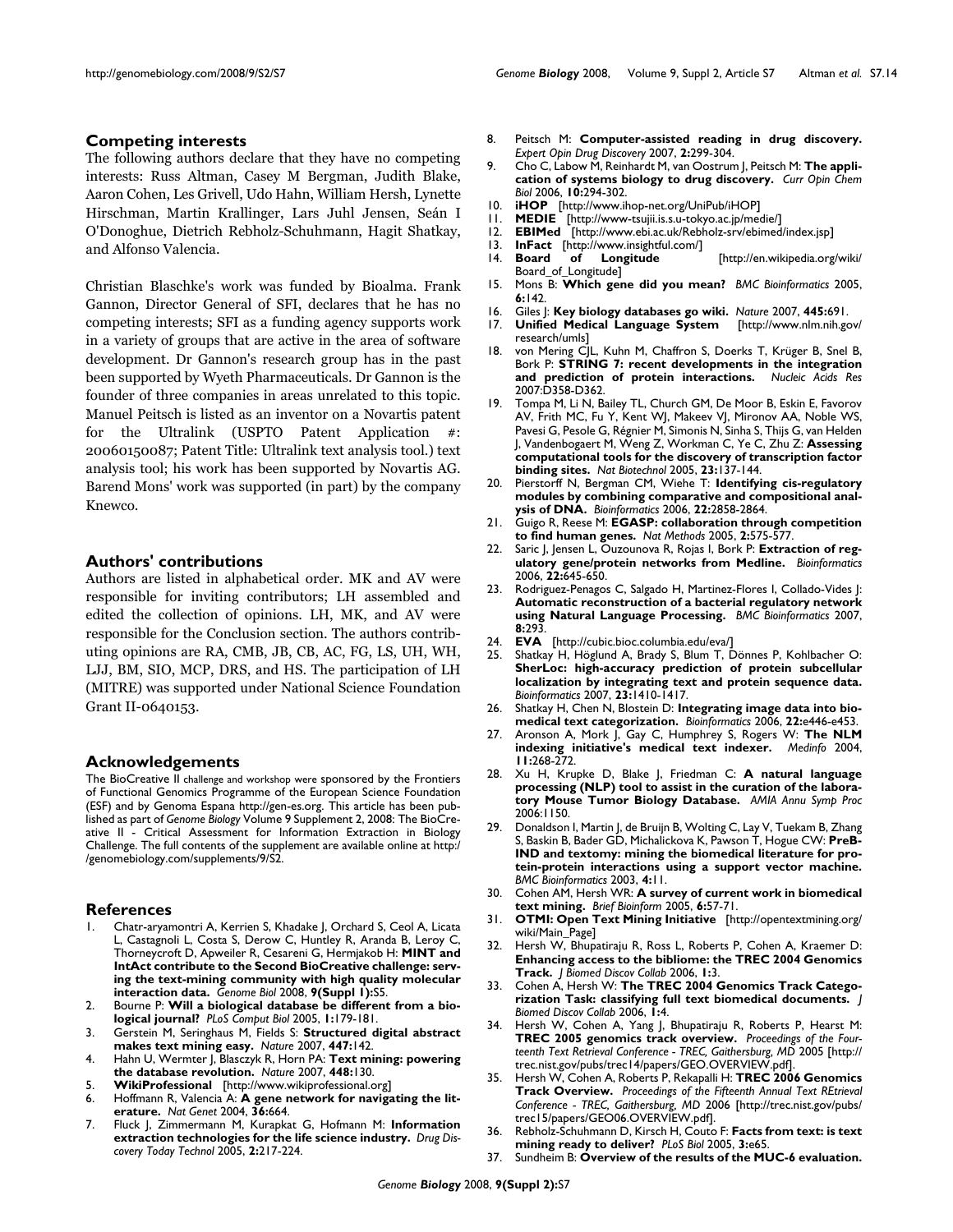## Competing interests

The following authors declare that they have no competing interests: Russ Altman, Casey M Bergman, Judith Blake, Aaron Cohen, Les Grivell, Udo Hahn, William Hersh, Lynette Hirschman, Martin Krallinger, Lars Juhl Jensen, Seán I O'Donoghue, Dietrich Rebholz-Schuhmann, Hagit Shatkay, and Alfonso Valencia.

Christian Blaschke's work was funded by Bioalma. Frank Gannon, Director General of SFI, declares that he has no competing interests; SFI as a funding agency supports work in a variety of groups that are active in the area of software development. Dr Gannon's research group has in the past been supported by Wyeth Pharmaceuticals. Dr Gannon is the founder of three companies in areas unrelated to this topic. Manuel Peitsch is listed as an inventor on a Novartis patent for the Ultralink (USPTO Patent Application #: 20060150087; Patent Title: Ultralink text analysis tool.) text analysis tool; his work has been supported by Novartis AG. Barend Mons' work was supported (in part) by the company Knewco.

## Authors' contributions

Authors are listed in alphabetical order. MK and AV were responsible for inviting contributors; LH assembled and edited the collection of opinions. LH, MK, and AV were responsible for the Conclusion section. The authors contributing opinions are RA, CMB, JB, CB, AC, FG, LS, UH, WH, LJJ, BM, SIO, MCP, DRS, and HS. The participation of LH (MITRE) was supported under National Science Foundation Grant II-0640153.

## Acknowledgements

The BioCreative II challenge and workshop were sponsored by the Frontiers of Functional Genomics Programme of the European Science Foundation (ESF) and by Genoma Espana http://gen-es.org. This article has been published as part of *Genome Biology* Volume 9 Supplement 2, 2008: The BioCreative II - Critical Assessment for Information Extraction in Biology Challenge. The full contents of the supplement are available online at http://genomebiology.com/supplements/9/S2.

## References

1. Chatr-aryamontri A, Kerrien S, Khadake J, Orchard S, Ceol A, Licata L, Castagnoli L, Costa S, Derow C, Huntley R, Aranda B, Leroy C, Thorneycroft D, Apweiler R, Cesareni G, Hermjakob H: **MINT and IntAct contribute to the Second BioCreative challenge: serving the text-mining community with high quality molecular interaction data.** *Genome Biol* 2008, **9(Suppl 1):**S5.
2. Bourne P: **Will a biological database be different from a biological journal?** *PLoS Comput Biol* 2005, **1:**179-181.
3. Gerstein M, Seringhaus M, Fields S: **Structured digital abstract makes text mining easy.** *Nature* 2007, **447:**142.
4. Hahn U, Wermter J, Blasczyk R, Horn PA: **Text mining: powering the database revolution.** *Nature* 2007, **448:**130.
5. **WikiProfessional** [http://www.wikiprofessional.org]
6. Hoffmann R, Valencia A: **A gene network for navigating the literature.** *Nat Genet* 2004, **36:**664.
7. Fluck J, Zimmermann M, Kurapkat G, Hofmann M: **Information extraction technologies for the life science industry.** *Drug Discovery Today Technol* 2005, **2:**217-224.
8. Peitsch M: **Computer-assisted reading in drug discovery.** *Expert Opin Drug Discovery* 2007, **2:**299-304.
9. Cho C, Labow M, Reinhardt M, van Oostrum J, Peitsch M: **The application of systems biology to drug discovery.** *Curr Opin Chem Biol* 2006, **10:**294-302.
10. **iHOP** [http://www.ihop-net.org/UniPub/iHOP]
11. **MEDIE** [http://www-tsujii.is.s.u-tokyo.ac.jp/medie/]
12. **EBIMed** [http://www.ebi.ac.uk/Rebholz-srv/ebimed/index.jsp]
13. **InFact** [http://www.insightful.com/]
14. **Board of Longitude** [http://en.wikipedia.org/wiki/Board_of_Longitude]
15. Mons B: **Which gene did you mean?** *BMC Bioinformatics* 2005, **6:**142.
16. Giles J: **Key biology databases go wiki.** *Nature* 2007, **445:**691.
17. **Unified Medical Language System** [http://www.nlm.nih.gov/research/umls]
18. von Mering CJL, Kuhn M, Chaffron S, Doerks T, Krüger B, Snel B, Bork P: **STRING 7: recent developments in the integration and prediction of protein interactions.** *Nucleic Acids Res* 2007:D358-D362.
19. Tompa M, Li N, Bailey TL, Church GM, De Moor B, Eskin E, Favorov AV, Frith MC, Fu Y, Kent WJ, Makeev VJ, Mironov AA, Noble WS, Pavesi G, Pesole G, Régnier M, Simonis N, Sinha S, Thijs G, van Helden J, Vandenbogaert M, Weng Z, Workman C, Ye C, Zhu Z: **Assessing computational tools for the discovery of transcription factor binding sites.** *Nat Biotechnol* 2005, **23:**137-144.
20. Pierstorff N, Bergman CM, Wiehe T: **Identifying cis-regulatory modules by combining comparative and compositional analysis of DNA.** *Bioinformatics* 2006, **22:**2858-2864.
21. Guigo R, Reese M: **EGASP: collaboration through competition to find human genes.** *Nat Methods* 2005, **2:**575-577.
22. Saric J, Jensen L, Ouzounova R, Rojas I, Bork P: **Extraction of regulatory gene/protein networks from Medline.** *Bioinformatics* 2006, **22:**645-650.
23. Rodriguez-Penagos C, Salgado H, Martinez-Flores I, Collado-Vides J: **Automatic reconstruction of a bacterial regulatory network using Natural Language Processing.** *BMC Bioinformatics* 2007, **8:**293.
24. **EVA** [http://cubic.bioc.columbia.edu/eva/]
25. Shatkay H, Höglund A, Brady S, Blum T, Dönnes P, Kohlbacher O: **SherLoc: high-accuracy prediction of protein subcellular localization by integrating text and protein sequence data.** *Bioinformatics* 2007, **23:**1410-1417.
26. Shatkay H, Chen N, Blostein D: **Integrating image data into biomedical text categorization.** *Bioinformatics* 2006, **22:**e446-e453.
27. Aronson A, Mork J, Gay C, Humphrey S, Rogers W: **The NLM indexing initiative's medical text indexer.** *Medinfo* 2004, **11:**268-272.
28. Xu H, Krupke D, Blake J, Friedman C: **A natural language processing (NLP) tool to assist in the curation of the laboratory Mouse Tumor Biology Database.** *AMIA Annu Symp Proc* 2006:1150.
29. Donaldson I, Martin J, de Bruijn B, Wolting C, Lay V, Tuekam B, Zhang S, Baskin B, Bader GD, Michalickova K, Pawson T, Hogue CW: **PreBIND and textomy: mining the biomedical literature for protein-protein interactions using a support vector machine.** *BMC Bioinformatics* 2003, **4:**11.
30. Cohen AM, Hersh WR: **A survey of current work in biomedical text mining.** *Brief Bioinform* 2005, **6:**57-71.
31. **OTMI: Open Text Mining Initiative** [http://opentextmining.org/wiki/Main_Page]
32. Hersh W, Bhupatiraju R, Ross L, Roberts P, Cohen A, Kraemer D: **Enhancing access to the bibliome: the TREC 2004 Genomics Track.** *J Biomed Discov Collab* 2006, **1:**3.
33. Cohen A, Hersh W: **The TREC 2004 Genomics Track Categorization Task: classifying full text biomedical documents.** *J Biomed Discov Collab* 2006, **1:**4.
34. Hersh W, Cohen A, Yang J, Bhupatiraju R, Roberts P, Hearst M: **TREC 2005 genomics track overview.** *Proceedings of the Fourteenth Text Retrieval Conference - TREC, Gaithersburg, MD* 2005 [http://trec.nist.gov/pubs/trec14/papers/GEO.OVERVIEW.pdf].
35. Hersh W, Cohen A, Roberts P, Rekapalli H: **TREC 2006 Genomics Track Overview.** *Proceedings of the Fifteenth Annual Text REtrieval Conference - TREC, Gaithersburg, MD* 2006 [http://trec.nist.gov/pubs/trec15/papers/GEO06.OVERVIEW.pdf].
36. Rebholz-Schuhmann D, Kirsch H, Couto F: **Facts from text: is text mining ready to deliver?** *PLoS Biol* 2005, **3:**e65.
37. Sundheim B: **Overview of the results of the MUC-6 evaluation.**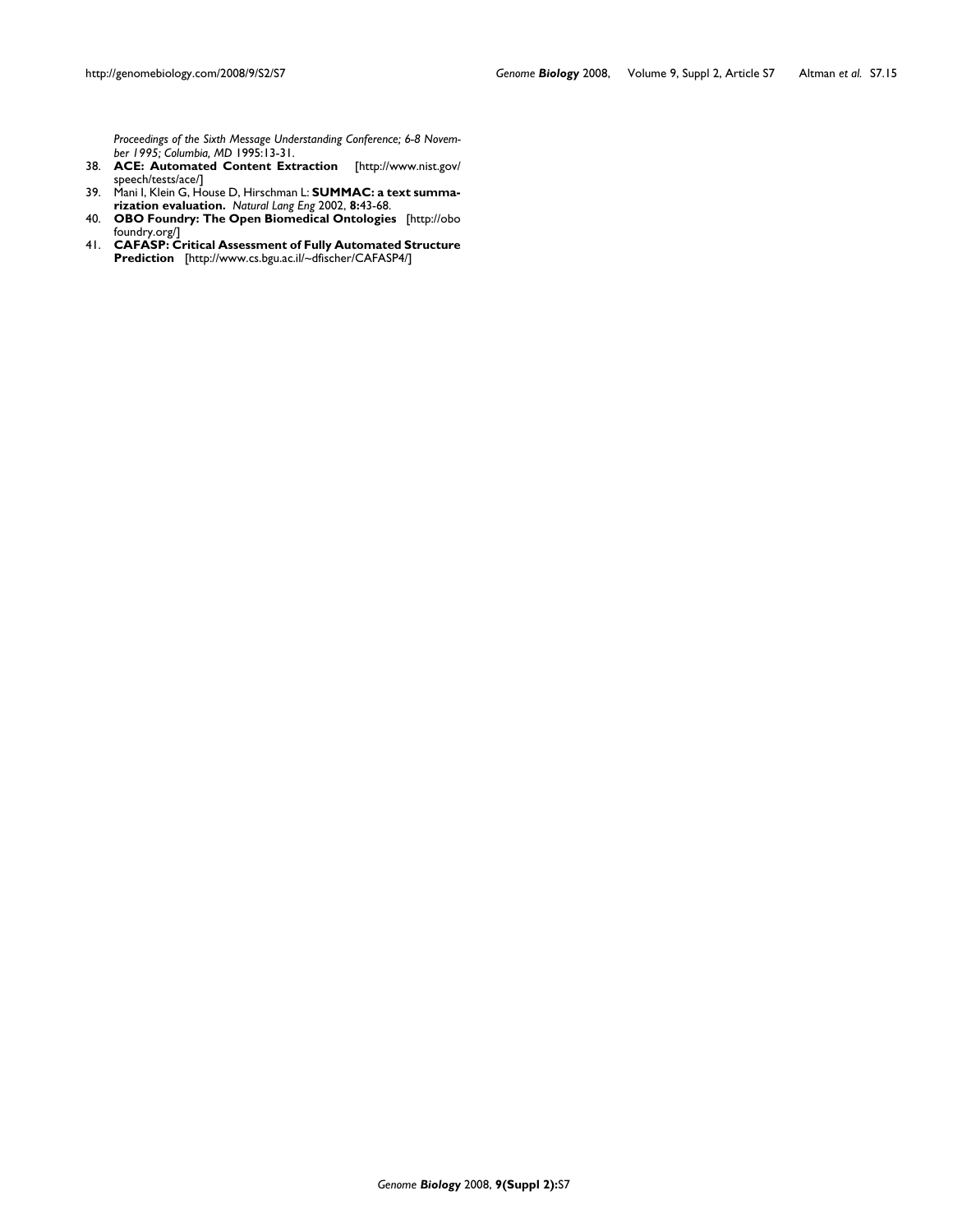*Proceedings of the Sixth Message Understanding Conference; 6-8 November 1995; Columbia, MD* 1995:13-31.

38. **ACE: Automated Content Extraction** [http://www.nist.gov/speech/tests/ace/]
39. Mani I, Klein G, House D, Hirschman L: **SUMMAC: a text summarization evaluation.** *Natural Lang Eng* 2002, **8:**43-68.
40. **OBO Foundry: The Open Biomedical Ontologies** [http://obofoundry.org/]
41. **CAFASP: Critical Assessment of Fully Automated Structure Prediction** [http://www.cs.bgu.ac.il/~dfischer/CAFASP4/]